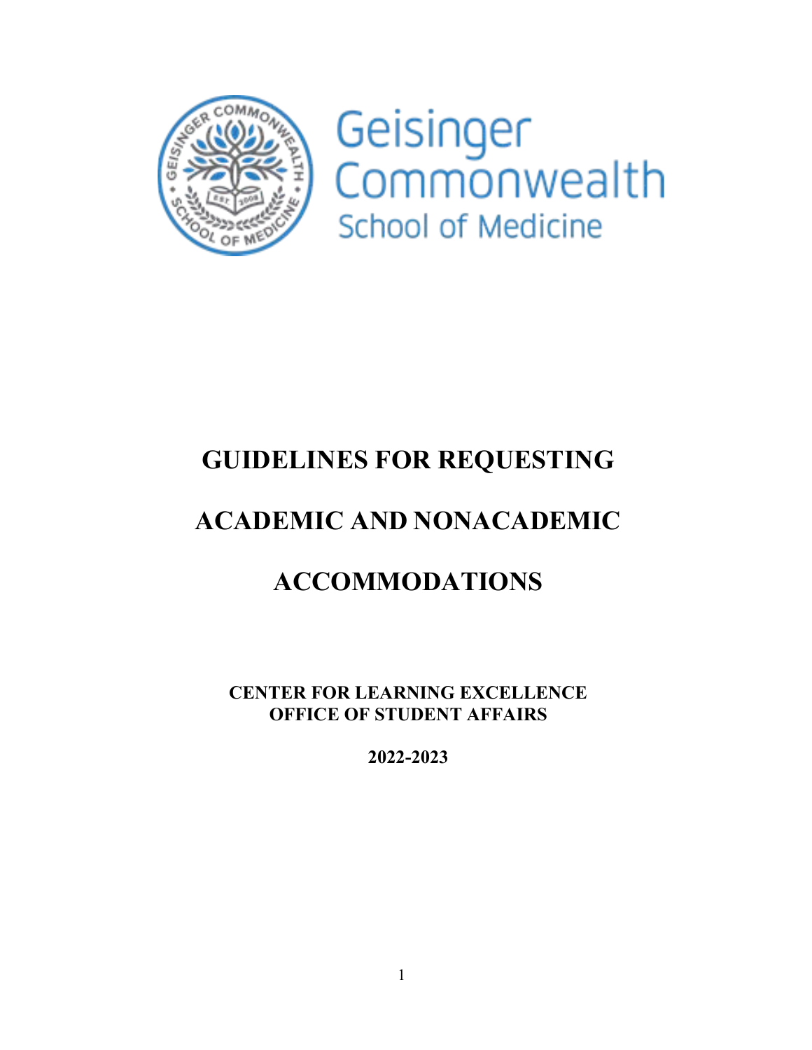Geisinger Commonwealth School of Medicine

# GUIDELINES FOR REQUESTING ACADEMIC AND NONACADEMIC ACCOMMODATIONS

**CENTER FOR LEARNING EXCELLENCE**
**OFFICE OF STUDENT AFFAIRS**

**2022-2023**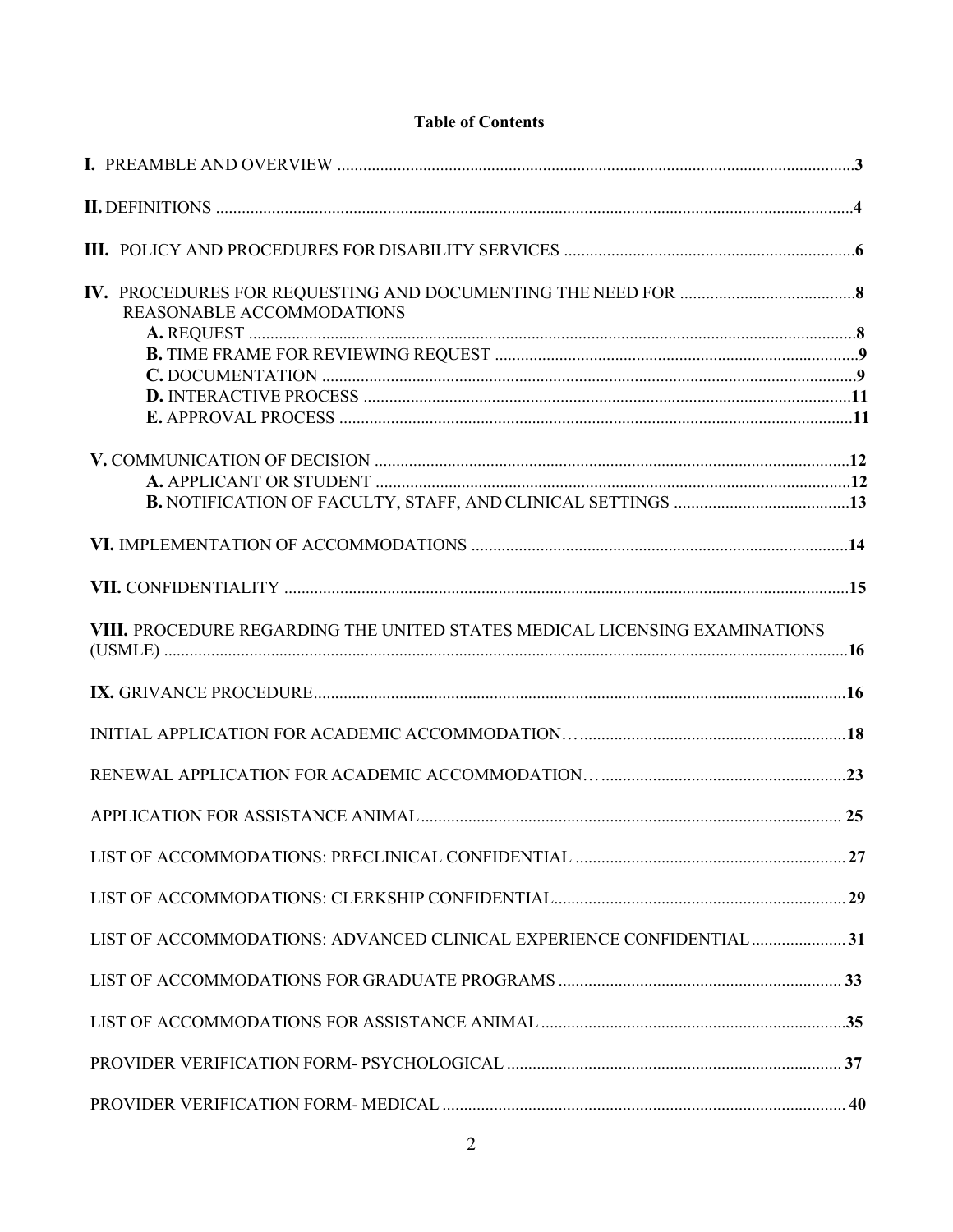**Table of Contents**

**I.** PREAMBLE AND OVERVIEW ........................................................................................................................**3**

**II.** DEFINITIONS ......................................................................................................................................**4**

**III.** POLICY AND PROCEDURES FOR DISABILITY SERVICES ....................................................................**6**

**IV.** PROCEDURES FOR REQUESTING AND DOCUMENTING THE NEED FOR REASONABLE ACCOMMODATIONS .........................................**8**

- **A.** REQUEST ..........................................................................................................................**8**
- **B.** TIME FRAME FOR REVIEWING REQUEST ....................................................................................**9**
- **C.** DOCUMENTATION ...................................................................................................................**9**
- **D.** INTERACTIVE PROCESS ..........................................................................................................**11**
- **E.** APPROVAL PROCESS ...............................................................................................................**11**

**V.** COMMUNICATION OF DECISION ..............................................................................................**12**

- **A.** APPLICANT OR STUDENT ..............................................................................................**12**
- **B.** NOTIFICATION OF FACULTY, STAFF, AND CLINICAL SETTINGS .........................................**13**

**VI.** IMPLEMENTATION OF ACCOMMODATIONS ........................................................................................**14**

**VII.** CONFIDENTIALITY ...................................................................................................................**15**

**VIII.** PROCEDURE REGARDING THE UNITED STATES MEDICAL LICENSING EXAMINATIONS (USMLE) ..............................................................................................................................................**16**

**IX.** GRIVANCE PROCEDURE............................................................................................................**16**

INITIAL APPLICATION FOR ACADEMIC ACCOMMODATION…..............................................................**18**

RENEWAL APPLICATION FOR ACADEMIC ACCOMMODATION….........................................................**23**

APPLICATION FOR ASSISTANCE ANIMAL................................................................................. **25**

LIST OF ACCOMMODATIONS: PRECLINICAL CONFIDENTIAL ............................................................... **27**

LIST OF ACCOMMODATIONS: CLERKSHIP CONFIDENTIAL.................................................................... **29**

LIST OF ACCOMMODATIONS: ADVANCED CLINICAL EXPERIENCE CONFIDENTIAL ...................... **31**

LIST OF ACCOMMODATIONS FOR GRADUATE PROGRAMS .................................................................. **33**

LIST OF ACCOMMODATIONS FOR ASSISTANCE ANIMAL .......................................................................**35**

PROVIDER VERIFICATION FORM- PSYCHOLOGICAL .............................................................................. **37**

PROVIDER VERIFICATION FORM- MEDICAL .............................................................................................. **40**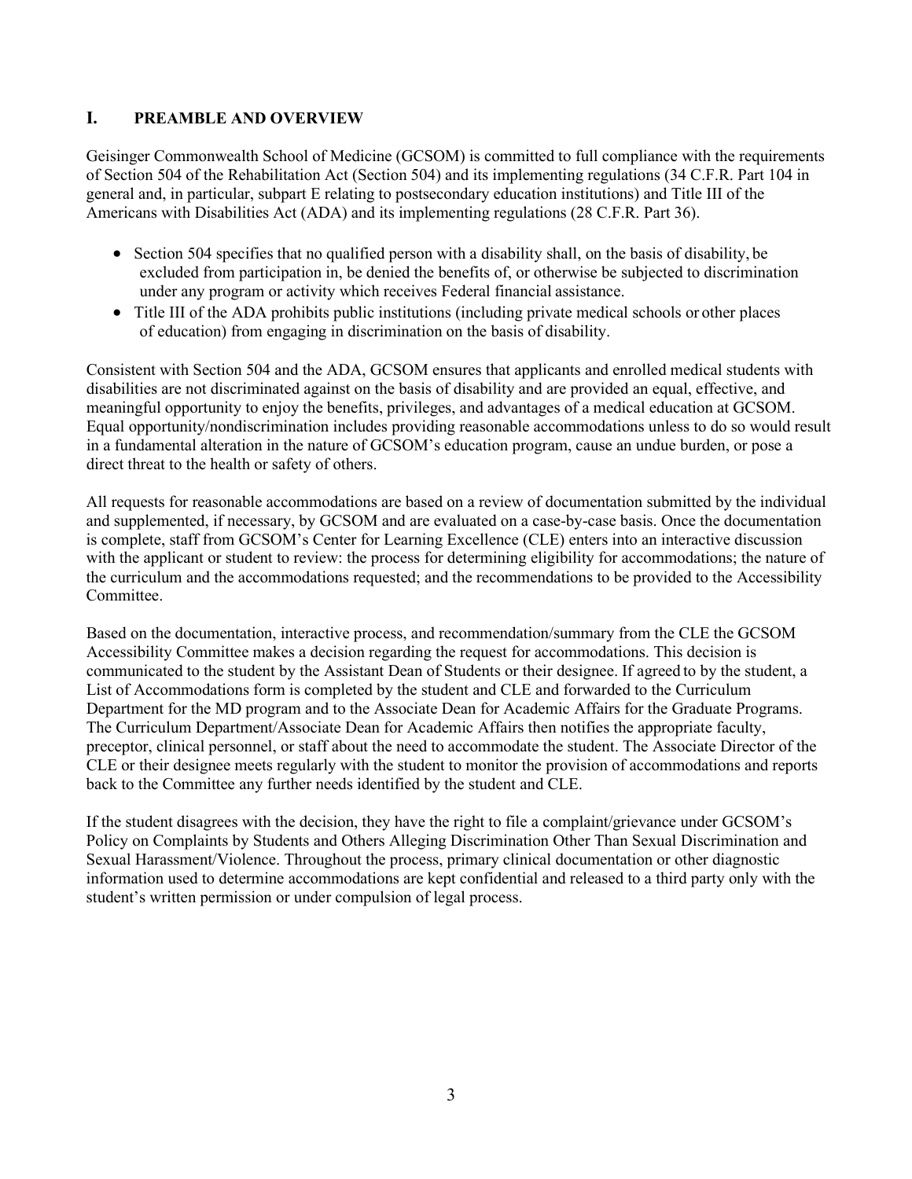## I. PREAMBLE AND OVERVIEW

Geisinger Commonwealth School of Medicine (GCSOM) is committed to full compliance with the requirements of Section 504 of the Rehabilitation Act (Section 504) and its implementing regulations (34 C.F.R. Part 104 in general and, in particular, subpart E relating to postsecondary education institutions) and Title III of the Americans with Disabilities Act (ADA) and its implementing regulations (28 C.F.R. Part 36).

- Section 504 specifies that no qualified person with a disability shall, on the basis of disability, be excluded from participation in, be denied the benefits of, or otherwise be subjected to discrimination under any program or activity which receives Federal financial assistance.
- Title III of the ADA prohibits public institutions (including private medical schools or other places of education) from engaging in discrimination on the basis of disability.

Consistent with Section 504 and the ADA, GCSOM ensures that applicants and enrolled medical students with disabilities are not discriminated against on the basis of disability and are provided an equal, effective, and meaningful opportunity to enjoy the benefits, privileges, and advantages of a medical education at GCSOM. Equal opportunity/nondiscrimination includes providing reasonable accommodations unless to do so would result in a fundamental alteration in the nature of GCSOM's education program, cause an undue burden, or pose a direct threat to the health or safety of others.

All requests for reasonable accommodations are based on a review of documentation submitted by the individual and supplemented, if necessary, by GCSOM and are evaluated on a case-by-case basis. Once the documentation is complete, staff from GCSOM's Center for Learning Excellence (CLE) enters into an interactive discussion with the applicant or student to review: the process for determining eligibility for accommodations; the nature of the curriculum and the accommodations requested; and the recommendations to be provided to the Accessibility Committee.

Based on the documentation, interactive process, and recommendation/summary from the CLE the GCSOM Accessibility Committee makes a decision regarding the request for accommodations. This decision is communicated to the student by the Assistant Dean of Students or their designee. If agreed to by the student, a List of Accommodations form is completed by the student and CLE and forwarded to the Curriculum Department for the MD program and to the Associate Dean for Academic Affairs for the Graduate Programs. The Curriculum Department/Associate Dean for Academic Affairs then notifies the appropriate faculty, preceptor, clinical personnel, or staff about the need to accommodate the student. The Associate Director of the CLE or their designee meets regularly with the student to monitor the provision of accommodations and reports back to the Committee any further needs identified by the student and CLE.

If the student disagrees with the decision, they have the right to file a complaint/grievance under GCSOM's Policy on Complaints by Students and Others Alleging Discrimination Other Than Sexual Discrimination and Sexual Harassment/Violence. Throughout the process, primary clinical documentation or other diagnostic information used to determine accommodations are kept confidential and released to a third party only with the student's written permission or under compulsion of legal process.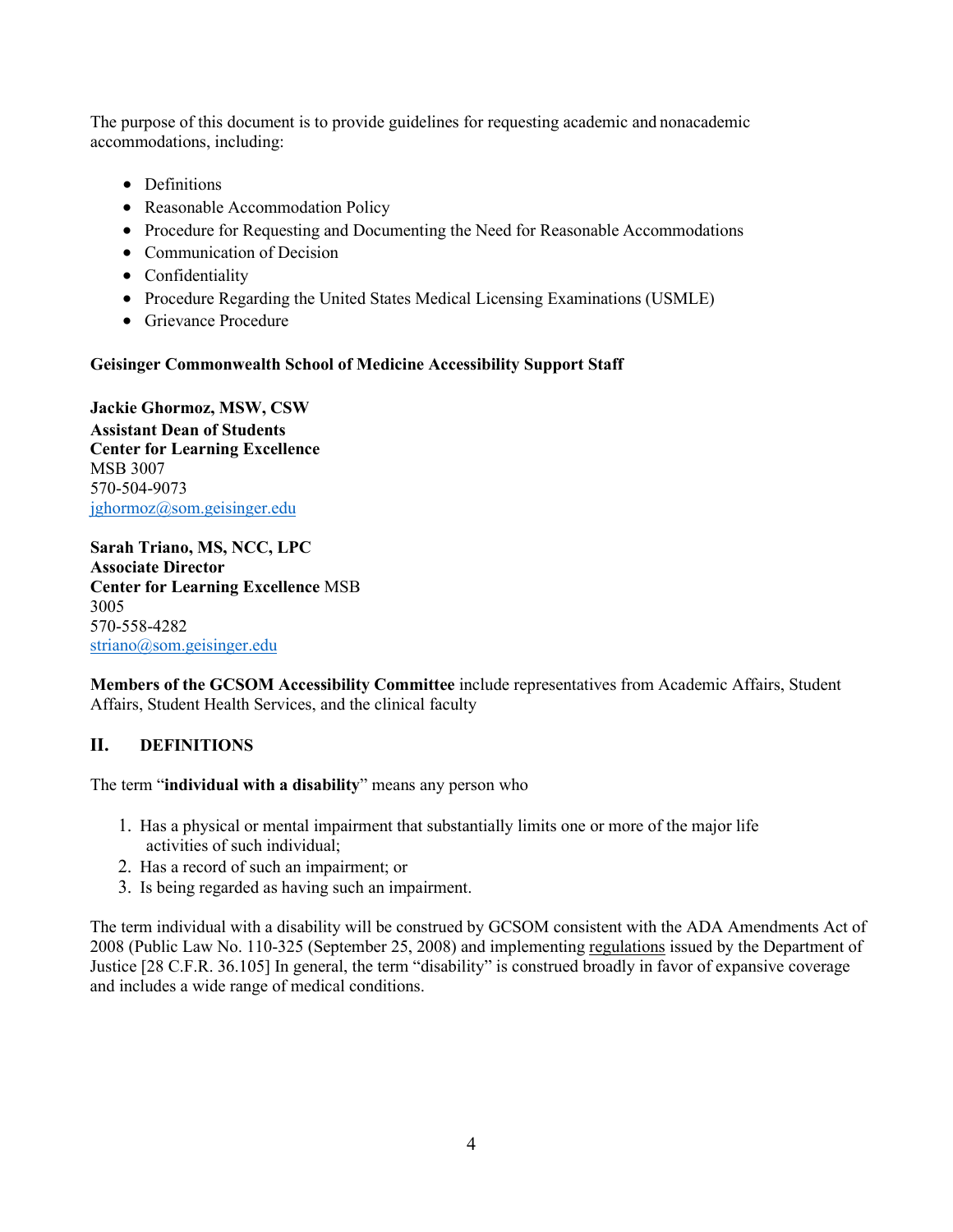The purpose of this document is to provide guidelines for requesting academic and nonacademic accommodations, including:

- Definitions
- Reasonable Accommodation Policy
- Procedure for Requesting and Documenting the Need for Reasonable Accommodations
- Communication of Decision
- Confidentiality
- Procedure Regarding the United States Medical Licensing Examinations (USMLE)
- Grievance Procedure

**Geisinger Commonwealth School of Medicine Accessibility Support Staff**

**Jackie Ghormoz, MSW, CSW**
**Assistant Dean of Students**
**Center for Learning Excellence**
MSB 3007
570-504-9073
jghormoz@som.geisinger.edu

**Sarah Triano, MS, NCC, LPC**
**Associate Director**
**Center for Learning Excellence** MSB 3005
570-558-4282
striano@som.geisinger.edu

**Members of the GCSOM Accessibility Committee** include representatives from Academic Affairs, Student Affairs, Student Health Services, and the clinical faculty

## II. DEFINITIONS

The term "**individual with a disability**" means any person who

1. Has a physical or mental impairment that substantially limits one or more of the major life activities of such individual;
2. Has a record of such an impairment; or
3. Is being regarded as having such an impairment.

The term individual with a disability will be construed by GCSOM consistent with the ADA Amendments Act of 2008 (Public Law No. 110-325 (September 25, 2008) and implementing regulations issued by the Department of Justice [28 C.F.R. 36.105] In general, the term "disability" is construed broadly in favor of expansive coverage and includes a wide range of medical conditions.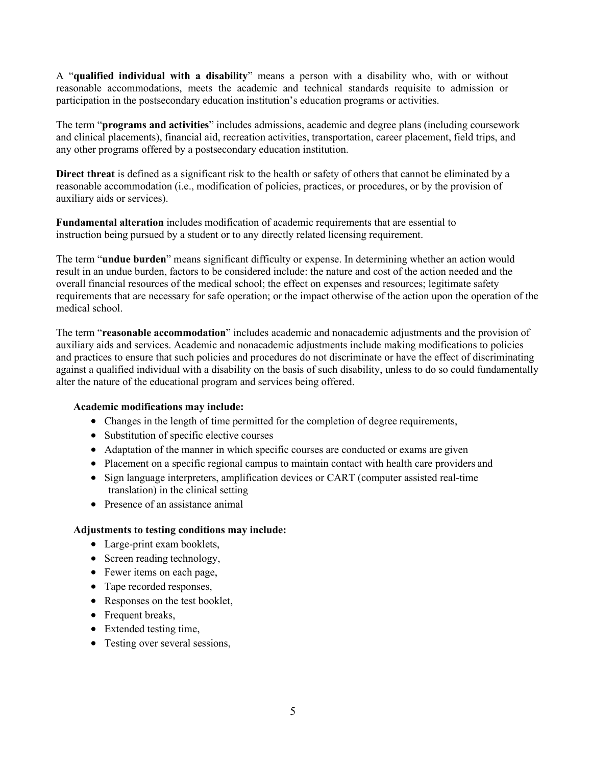A "**qualified individual with a disability**" means a person with a disability who, with or without reasonable accommodations, meets the academic and technical standards requisite to admission or participation in the postsecondary education institution's education programs or activities.

The term "**programs and activities**" includes admissions, academic and degree plans (including coursework and clinical placements), financial aid, recreation activities, transportation, career placement, field trips, and any other programs offered by a postsecondary education institution.

**Direct threat** is defined as a significant risk to the health or safety of others that cannot be eliminated by a reasonable accommodation (i.e., modification of policies, practices, or procedures, or by the provision of auxiliary aids or services).

**Fundamental alteration** includes modification of academic requirements that are essential to instruction being pursued by a student or to any directly related licensing requirement.

The term "**undue burden**" means significant difficulty or expense. In determining whether an action would result in an undue burden, factors to be considered include: the nature and cost of the action needed and the overall financial resources of the medical school; the effect on expenses and resources; legitimate safety requirements that are necessary for safe operation; or the impact otherwise of the action upon the operation of the medical school.

The term "**reasonable accommodation**" includes academic and nonacademic adjustments and the provision of auxiliary aids and services. Academic and nonacademic adjustments include making modifications to policies and practices to ensure that such policies and procedures do not discriminate or have the effect of discriminating against a qualified individual with a disability on the basis of such disability, unless to do so could fundamentally alter the nature of the educational program and services being offered.

**Academic modifications may include:**

- Changes in the length of time permitted for the completion of degree requirements,
- Substitution of specific elective courses
- Adaptation of the manner in which specific courses are conducted or exams are given
- Placement on a specific regional campus to maintain contact with health care providers and
- Sign language interpreters, amplification devices or CART (computer assisted real-time translation) in the clinical setting
- Presence of an assistance animal

**Adjustments to testing conditions may include:**

- Large-print exam booklets,
- Screen reading technology,
- Fewer items on each page,
- Tape recorded responses,
- Responses on the test booklet,
- Frequent breaks,
- Extended testing time,
- Testing over several sessions,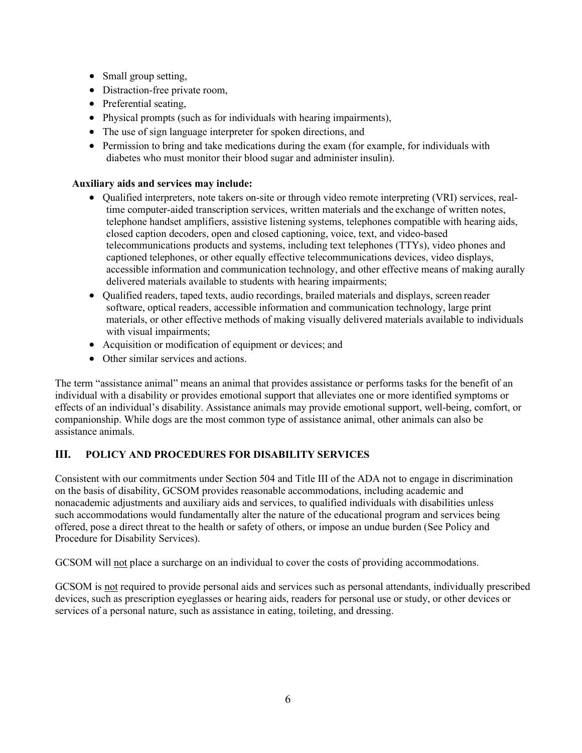- Small group setting,
- Distraction-free private room,
- Preferential seating,
- Physical prompts (such as for individuals with hearing impairments),
- The use of sign language interpreter for spoken directions, and
- Permission to bring and take medications during the exam (for example, for individuals with diabetes who must monitor their blood sugar and administer insulin).

**Auxiliary aids and services may include:**

- Qualified interpreters, note takers on-site or through video remote interpreting (VRI) services, real-time computer-aided transcription services, written materials and the exchange of written notes, telephone handset amplifiers, assistive listening systems, telephones compatible with hearing aids, closed caption decoders, open and closed captioning, voice, text, and video-based telecommunications products and systems, including text telephones (TTYs), video phones and captioned telephones, or other equally effective telecommunications devices, video displays, accessible information and communication technology, and other effective means of making aurally delivered materials available to students with hearing impairments;
- Qualified readers, taped texts, audio recordings, brailed materials and displays, screen reader software, optical readers, accessible information and communication technology, large print materials, or other effective methods of making visually delivered materials available to individuals with visual impairments;
- Acquisition or modification of equipment or devices; and
- Other similar services and actions.

The term "assistance animal" means an animal that provides assistance or performs tasks for the benefit of an individual with a disability or provides emotional support that alleviates one or more identified symptoms or effects of an individual's disability. Assistance animals may provide emotional support, well-being, comfort, or companionship. While dogs are the most common type of assistance animal, other animals can also be assistance animals.

## III. POLICY AND PROCEDURES FOR DISABILITY SERVICES

Consistent with our commitments under Section 504 and Title III of the ADA not to engage in discrimination on the basis of disability, GCSOM provides reasonable accommodations, including academic and nonacademic adjustments and auxiliary aids and services, to qualified individuals with disabilities unless such accommodations would fundamentally alter the nature of the educational program and services being offered, pose a direct threat to the health or safety of others, or impose an undue burden (See Policy and Procedure for Disability Services).

GCSOM will <u>not</u> place a surcharge on an individual to cover the costs of providing accommodations.

GCSOM is <u>not</u> required to provide personal aids and services such as personal attendants, individually prescribed devices, such as prescription eyeglasses or hearing aids, readers for personal use or study, or other devices or services of a personal nature, such as assistance in eating, toileting, and dressing.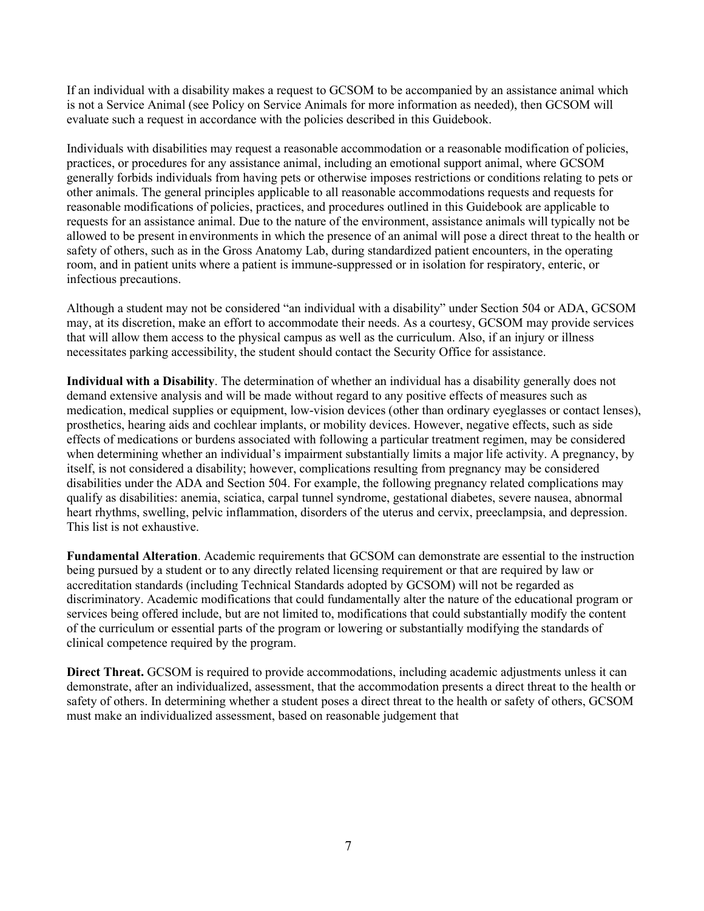If an individual with a disability makes a request to GCSOM to be accompanied by an assistance animal which is not a Service Animal (see Policy on Service Animals for more information as needed), then GCSOM will evaluate such a request in accordance with the policies described in this Guidebook.

Individuals with disabilities may request a reasonable accommodation or a reasonable modification of policies, practices, or procedures for any assistance animal, including an emotional support animal, where GCSOM generally forbids individuals from having pets or otherwise imposes restrictions or conditions relating to pets or other animals. The general principles applicable to all reasonable accommodations requests and requests for reasonable modifications of policies, practices, and procedures outlined in this Guidebook are applicable to requests for an assistance animal. Due to the nature of the environment, assistance animals will typically not be allowed to be present in environments in which the presence of an animal will pose a direct threat to the health or safety of others, such as in the Gross Anatomy Lab, during standardized patient encounters, in the operating room, and in patient units where a patient is immune-suppressed or in isolation for respiratory, enteric, or infectious precautions.

Although a student may not be considered "an individual with a disability" under Section 504 or ADA, GCSOM may, at its discretion, make an effort to accommodate their needs. As a courtesy, GCSOM may provide services that will allow them access to the physical campus as well as the curriculum. Also, if an injury or illness necessitates parking accessibility, the student should contact the Security Office for assistance.

**Individual with a Disability**. The determination of whether an individual has a disability generally does not demand extensive analysis and will be made without regard to any positive effects of measures such as medication, medical supplies or equipment, low-vision devices (other than ordinary eyeglasses or contact lenses), prosthetics, hearing aids and cochlear implants, or mobility devices. However, negative effects, such as side effects of medications or burdens associated with following a particular treatment regimen, may be considered when determining whether an individual's impairment substantially limits a major life activity. A pregnancy, by itself, is not considered a disability; however, complications resulting from pregnancy may be considered disabilities under the ADA and Section 504. For example, the following pregnancy related complications may qualify as disabilities: anemia, sciatica, carpal tunnel syndrome, gestational diabetes, severe nausea, abnormal heart rhythms, swelling, pelvic inflammation, disorders of the uterus and cervix, preeclampsia, and depression. This list is not exhaustive.

**Fundamental Alteration**. Academic requirements that GCSOM can demonstrate are essential to the instruction being pursued by a student or to any directly related licensing requirement or that are required by law or accreditation standards (including Technical Standards adopted by GCSOM) will not be regarded as discriminatory. Academic modifications that could fundamentally alter the nature of the educational program or services being offered include, but are not limited to, modifications that could substantially modify the content of the curriculum or essential parts of the program or lowering or substantially modifying the standards of clinical competence required by the program.

**Direct Threat.** GCSOM is required to provide accommodations, including academic adjustments unless it can demonstrate, after an individualized, assessment, that the accommodation presents a direct threat to the health or safety of others. In determining whether a student poses a direct threat to the health or safety of others, GCSOM must make an individualized assessment, based on reasonable judgement that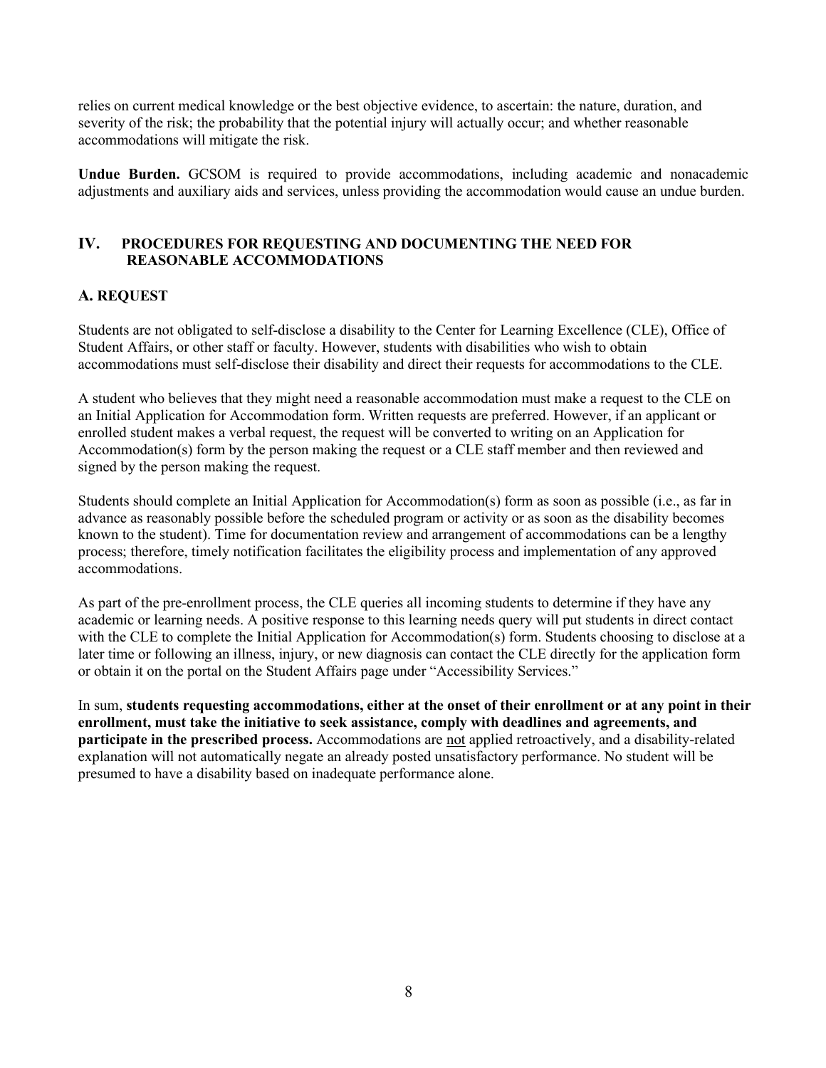relies on current medical knowledge or the best objective evidence, to ascertain: the nature, duration, and severity of the risk; the probability that the potential injury will actually occur; and whether reasonable accommodations will mitigate the risk.

**Undue Burden.** GCSOM is required to provide accommodations, including academic and nonacademic adjustments and auxiliary aids and services, unless providing the accommodation would cause an undue burden.

## IV. PROCEDURES FOR REQUESTING AND DOCUMENTING THE NEED FOR REASONABLE ACCOMMODATIONS

### A. REQUEST

Students are not obligated to self-disclose a disability to the Center for Learning Excellence (CLE), Office of Student Affairs, or other staff or faculty. However, students with disabilities who wish to obtain accommodations must self-disclose their disability and direct their requests for accommodations to the CLE.

A student who believes that they might need a reasonable accommodation must make a request to the CLE on an Initial Application for Accommodation form. Written requests are preferred. However, if an applicant or enrolled student makes a verbal request, the request will be converted to writing on an Application for Accommodation(s) form by the person making the request or a CLE staff member and then reviewed and signed by the person making the request.

Students should complete an Initial Application for Accommodation(s) form as soon as possible (i.e., as far in advance as reasonably possible before the scheduled program or activity or as soon as the disability becomes known to the student). Time for documentation review and arrangement of accommodations can be a lengthy process; therefore, timely notification facilitates the eligibility process and implementation of any approved accommodations.

As part of the pre-enrollment process, the CLE queries all incoming students to determine if they have any academic or learning needs. A positive response to this learning needs query will put students in direct contact with the CLE to complete the Initial Application for Accommodation(s) form. Students choosing to disclose at a later time or following an illness, injury, or new diagnosis can contact the CLE directly for the application form or obtain it on the portal on the Student Affairs page under "Accessibility Services."

In sum, **students requesting accommodations, either at the onset of their enrollment or at any point in their enrollment, must take the initiative to seek assistance, comply with deadlines and agreements, and participate in the prescribed process.** Accommodations are not applied retroactively, and a disability-related explanation will not automatically negate an already posted unsatisfactory performance. No student will be presumed to have a disability based on inadequate performance alone.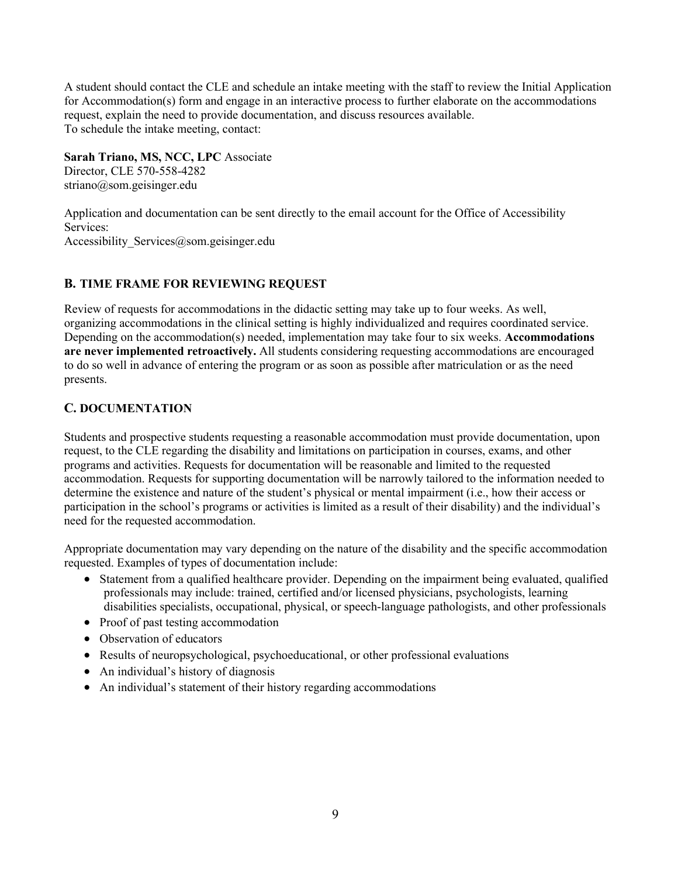A student should contact the CLE and schedule an intake meeting with the staff to review the Initial Application for Accommodation(s) form and engage in an interactive process to further elaborate on the accommodations request, explain the need to provide documentation, and discuss resources available.
To schedule the intake meeting, contact:

**Sarah Triano, MS, NCC, LPC** Associate
Director, CLE 570-558-4282
striano@som.geisinger.edu

Application and documentation can be sent directly to the email account for the Office of Accessibility Services:
Accessibility_Services@som.geisinger.edu

## B. TIME FRAME FOR REVIEWING REQUEST

Review of requests for accommodations in the didactic setting may take up to four weeks. As well, organizing accommodations in the clinical setting is highly individualized and requires coordinated service. Depending on the accommodation(s) needed, implementation may take four to six weeks. **Accommodations are never implemented retroactively.** All students considering requesting accommodations are encouraged to do so well in advance of entering the program or as soon as possible after matriculation or as the need presents.

## C. DOCUMENTATION

Students and prospective students requesting a reasonable accommodation must provide documentation, upon request, to the CLE regarding the disability and limitations on participation in courses, exams, and other programs and activities. Requests for documentation will be reasonable and limited to the requested accommodation. Requests for supporting documentation will be narrowly tailored to the information needed to determine the existence and nature of the student's physical or mental impairment (i.e., how their access or participation in the school's programs or activities is limited as a result of their disability) and the individual's need for the requested accommodation.

Appropriate documentation may vary depending on the nature of the disability and the specific accommodation requested. Examples of types of documentation include:

- Statement from a qualified healthcare provider. Depending on the impairment being evaluated, qualified professionals may include: trained, certified and/or licensed physicians, psychologists, learning disabilities specialists, occupational, physical, or speech-language pathologists, and other professionals
- Proof of past testing accommodation
- Observation of educators
- Results of neuropsychological, psychoeducational, or other professional evaluations
- An individual's history of diagnosis
- An individual's statement of their history regarding accommodations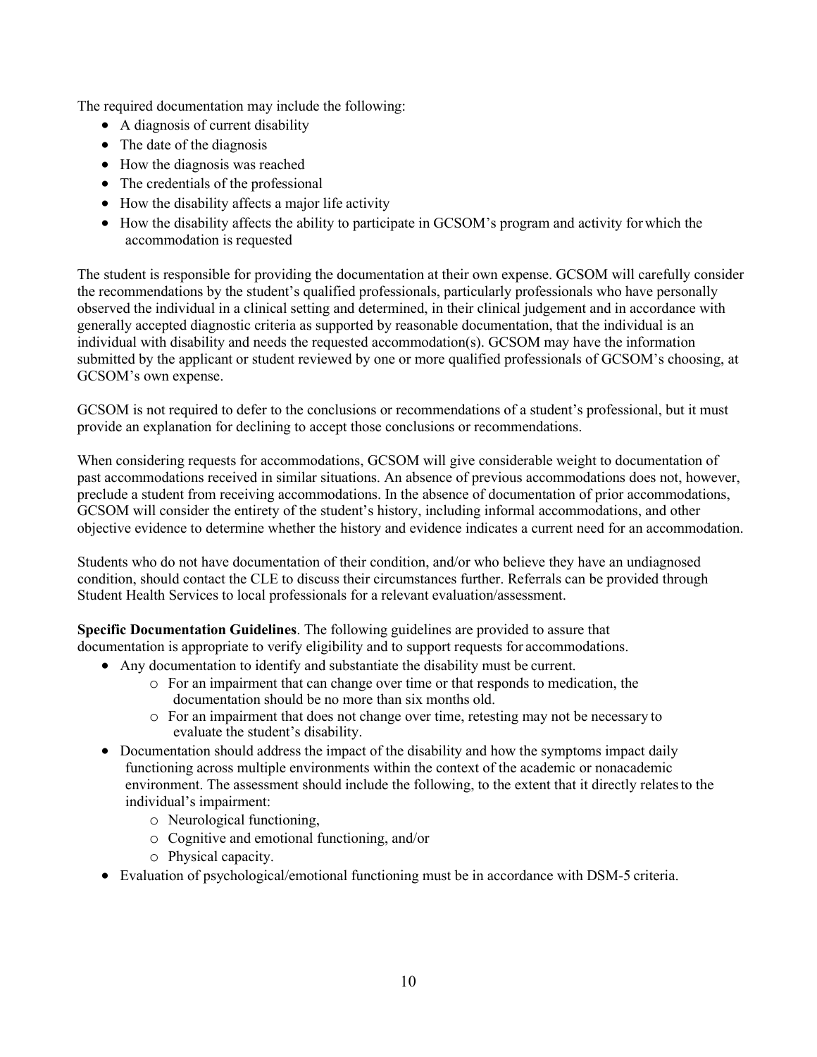The required documentation may include the following:

- A diagnosis of current disability
- The date of the diagnosis
- How the diagnosis was reached
- The credentials of the professional
- How the disability affects a major life activity
- How the disability affects the ability to participate in GCSOM's program and activity for which the accommodation is requested

The student is responsible for providing the documentation at their own expense. GCSOM will carefully consider the recommendations by the student's qualified professionals, particularly professionals who have personally observed the individual in a clinical setting and determined, in their clinical judgement and in accordance with generally accepted diagnostic criteria as supported by reasonable documentation, that the individual is an individual with disability and needs the requested accommodation(s). GCSOM may have the information submitted by the applicant or student reviewed by one or more qualified professionals of GCSOM's choosing, at GCSOM's own expense.

GCSOM is not required to defer to the conclusions or recommendations of a student's professional, but it must provide an explanation for declining to accept those conclusions or recommendations.

When considering requests for accommodations, GCSOM will give considerable weight to documentation of past accommodations received in similar situations. An absence of previous accommodations does not, however, preclude a student from receiving accommodations. In the absence of documentation of prior accommodations, GCSOM will consider the entirety of the student's history, including informal accommodations, and other objective evidence to determine whether the history and evidence indicates a current need for an accommodation.

Students who do not have documentation of their condition, and/or who believe they have an undiagnosed condition, should contact the CLE to discuss their circumstances further. Referrals can be provided through Student Health Services to local professionals for a relevant evaluation/assessment.

**Specific Documentation Guidelines**. The following guidelines are provided to assure that documentation is appropriate to verify eligibility and to support requests for accommodations.

- Any documentation to identify and substantiate the disability must be current.
  - For an impairment that can change over time or that responds to medication, the documentation should be no more than six months old.
  - For an impairment that does not change over time, retesting may not be necessary to evaluate the student's disability.
- Documentation should address the impact of the disability and how the symptoms impact daily functioning across multiple environments within the context of the academic or nonacademic environment. The assessment should include the following, to the extent that it directly relates to the individual's impairment:
  - Neurological functioning,
  - Cognitive and emotional functioning, and/or
  - Physical capacity.
- Evaluation of psychological/emotional functioning must be in accordance with DSM-5 criteria.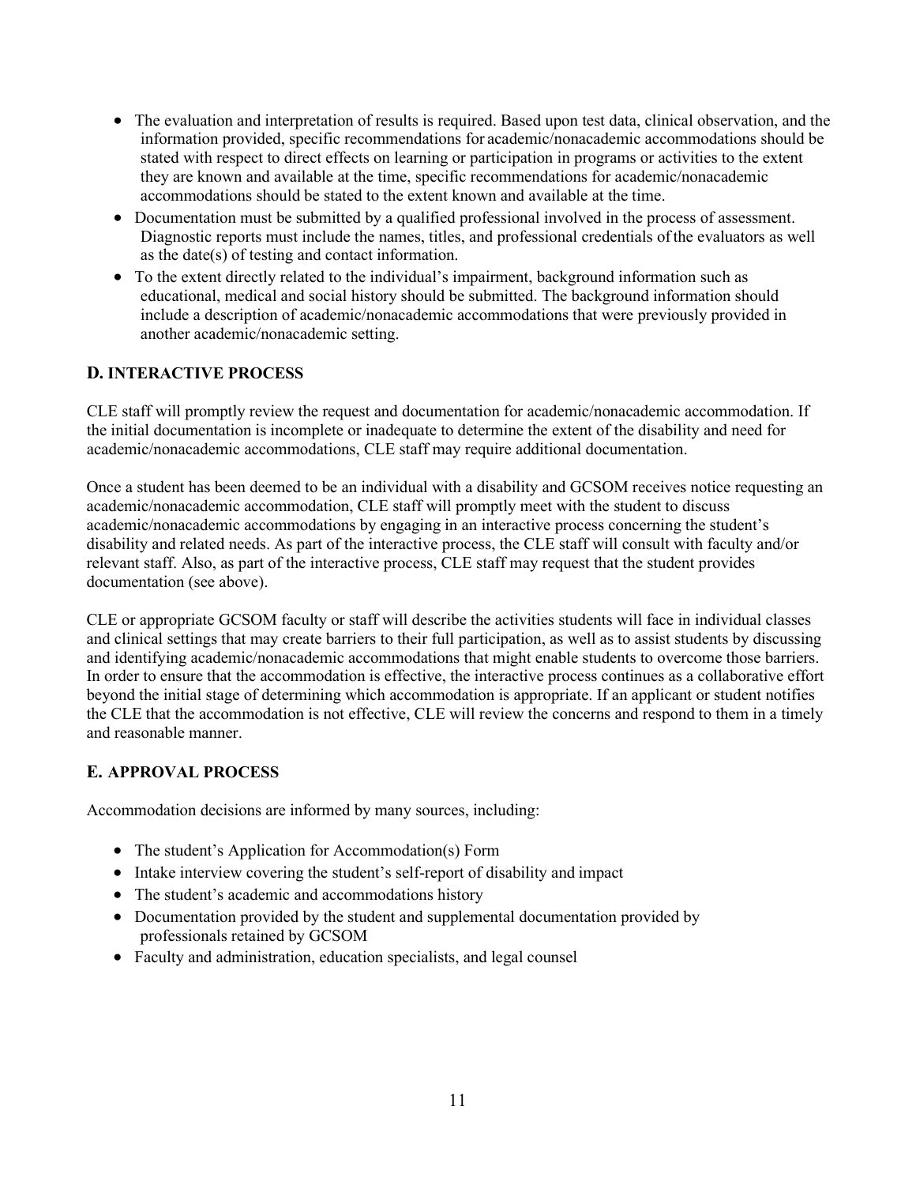- The evaluation and interpretation of results is required. Based upon test data, clinical observation, and the information provided, specific recommendations for academic/nonacademic accommodations should be stated with respect to direct effects on learning or participation in programs or activities to the extent they are known and available at the time, specific recommendations for academic/nonacademic accommodations should be stated to the extent known and available at the time.
- Documentation must be submitted by a qualified professional involved in the process of assessment. Diagnostic reports must include the names, titles, and professional credentials of the evaluators as well as the date(s) of testing and contact information.
- To the extent directly related to the individual's impairment, background information such as educational, medical and social history should be submitted. The background information should include a description of academic/nonacademic accommodations that were previously provided in another academic/nonacademic setting.

## D. INTERACTIVE PROCESS

CLE staff will promptly review the request and documentation for academic/nonacademic accommodation. If the initial documentation is incomplete or inadequate to determine the extent of the disability and need for academic/nonacademic accommodations, CLE staff may require additional documentation.

Once a student has been deemed to be an individual with a disability and GCSOM receives notice requesting an academic/nonacademic accommodation, CLE staff will promptly meet with the student to discuss academic/nonacademic accommodations by engaging in an interactive process concerning the student's disability and related needs. As part of the interactive process, the CLE staff will consult with faculty and/or relevant staff. Also, as part of the interactive process, CLE staff may request that the student provides documentation (see above).

CLE or appropriate GCSOM faculty or staff will describe the activities students will face in individual classes and clinical settings that may create barriers to their full participation, as well as to assist students by discussing and identifying academic/nonacademic accommodations that might enable students to overcome those barriers. In order to ensure that the accommodation is effective, the interactive process continues as a collaborative effort beyond the initial stage of determining which accommodation is appropriate. If an applicant or student notifies the CLE that the accommodation is not effective, CLE will review the concerns and respond to them in a timely and reasonable manner.

## E. APPROVAL PROCESS

Accommodation decisions are informed by many sources, including:

- The student's Application for Accommodation(s) Form
- Intake interview covering the student's self-report of disability and impact
- The student's academic and accommodations history
- Documentation provided by the student and supplemental documentation provided by professionals retained by GCSOM
- Faculty and administration, education specialists, and legal counsel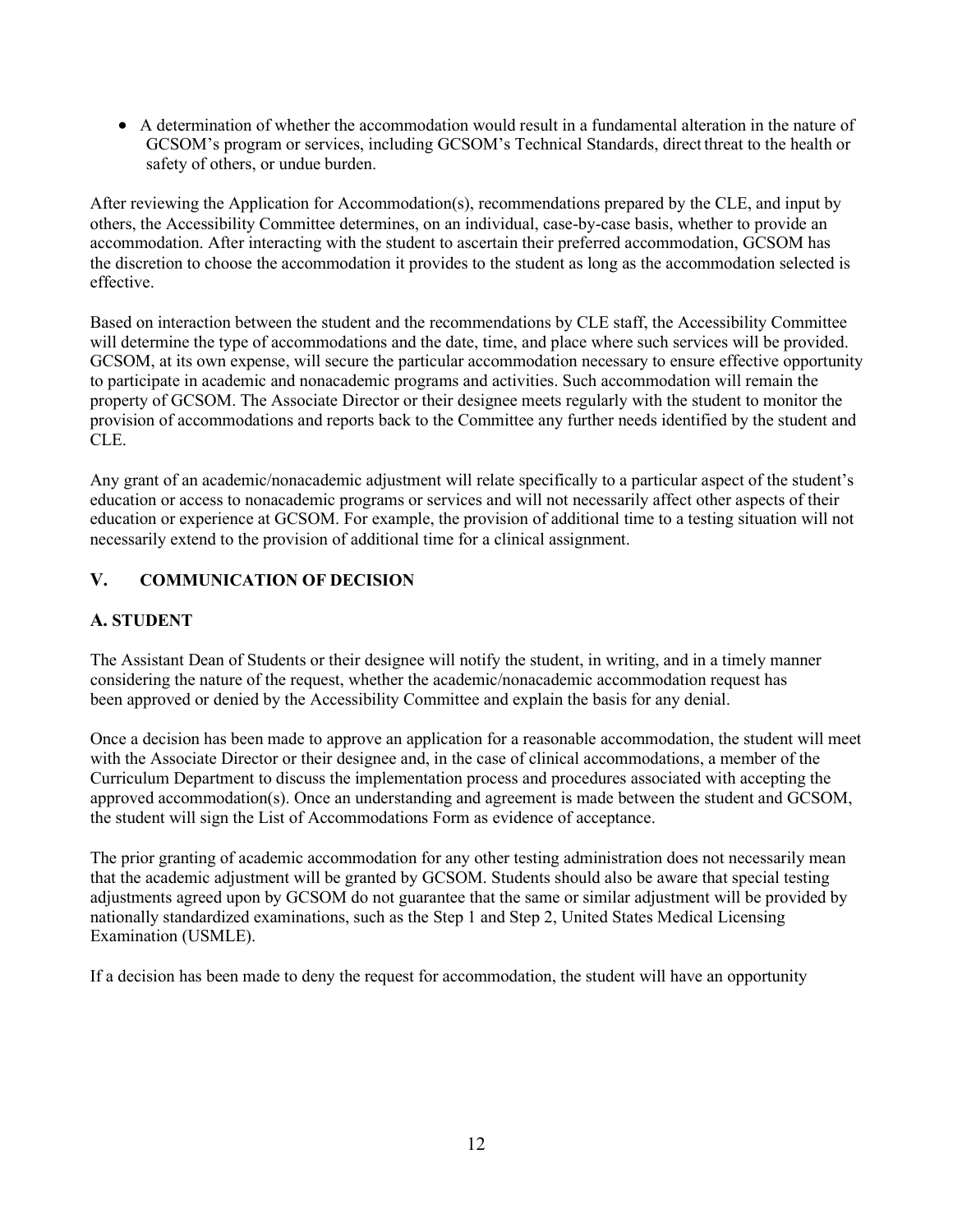- A determination of whether the accommodation would result in a fundamental alteration in the nature of GCSOM's program or services, including GCSOM's Technical Standards, direct threat to the health or safety of others, or undue burden.

After reviewing the Application for Accommodation(s), recommendations prepared by the CLE, and input by others, the Accessibility Committee determines, on an individual, case-by-case basis, whether to provide an accommodation. After interacting with the student to ascertain their preferred accommodation, GCSOM has the discretion to choose the accommodation it provides to the student as long as the accommodation selected is effective.

Based on interaction between the student and the recommendations by CLE staff, the Accessibility Committee will determine the type of accommodations and the date, time, and place where such services will be provided. GCSOM, at its own expense, will secure the particular accommodation necessary to ensure effective opportunity to participate in academic and nonacademic programs and activities. Such accommodation will remain the property of GCSOM. The Associate Director or their designee meets regularly with the student to monitor the provision of accommodations and reports back to the Committee any further needs identified by the student and CLE.

Any grant of an academic/nonacademic adjustment will relate specifically to a particular aspect of the student's education or access to nonacademic programs or services and will not necessarily affect other aspects of their education or experience at GCSOM. For example, the provision of additional time to a testing situation will not necessarily extend to the provision of additional time for a clinical assignment.

## V. COMMUNICATION OF DECISION

### A. STUDENT

The Assistant Dean of Students or their designee will notify the student, in writing, and in a timely manner considering the nature of the request, whether the academic/nonacademic accommodation request has been approved or denied by the Accessibility Committee and explain the basis for any denial.

Once a decision has been made to approve an application for a reasonable accommodation, the student will meet with the Associate Director or their designee and, in the case of clinical accommodations, a member of the Curriculum Department to discuss the implementation process and procedures associated with accepting the approved accommodation(s). Once an understanding and agreement is made between the student and GCSOM, the student will sign the List of Accommodations Form as evidence of acceptance.

The prior granting of academic accommodation for any other testing administration does not necessarily mean that the academic adjustment will be granted by GCSOM. Students should also be aware that special testing adjustments agreed upon by GCSOM do not guarantee that the same or similar adjustment will be provided by nationally standardized examinations, such as the Step 1 and Step 2, United States Medical Licensing Examination (USMLE).

If a decision has been made to deny the request for accommodation, the student will have an opportunity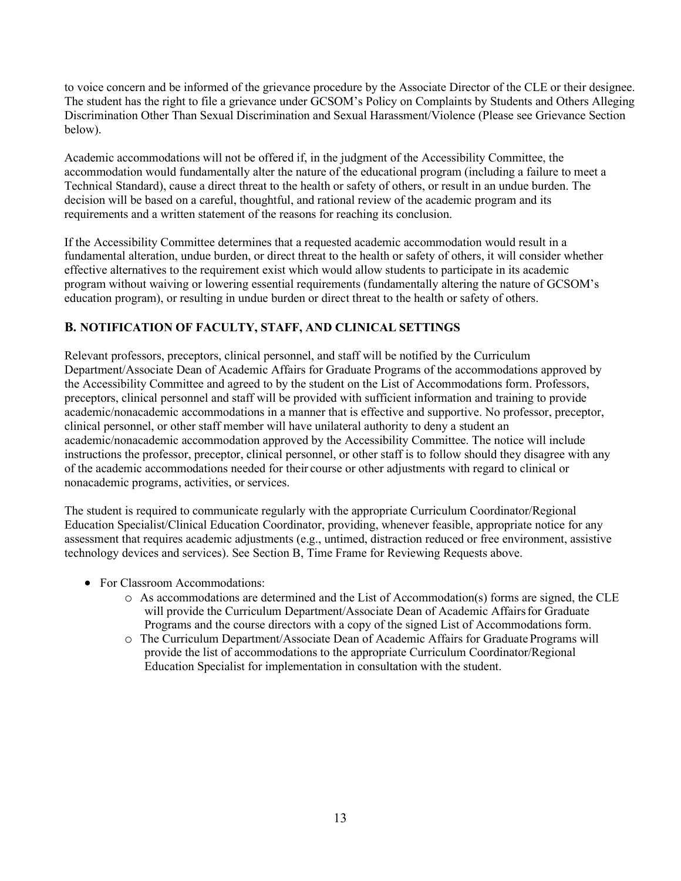to voice concern and be informed of the grievance procedure by the Associate Director of the CLE or their designee. The student has the right to file a grievance under GCSOM's Policy on Complaints by Students and Others Alleging Discrimination Other Than Sexual Discrimination and Sexual Harassment/Violence (Please see Grievance Section below).

Academic accommodations will not be offered if, in the judgment of the Accessibility Committee, the accommodation would fundamentally alter the nature of the educational program (including a failure to meet a Technical Standard), cause a direct threat to the health or safety of others, or result in an undue burden. The decision will be based on a careful, thoughtful, and rational review of the academic program and its requirements and a written statement of the reasons for reaching its conclusion.

If the Accessibility Committee determines that a requested academic accommodation would result in a fundamental alteration, undue burden, or direct threat to the health or safety of others, it will consider whether effective alternatives to the requirement exist which would allow students to participate in its academic program without waiving or lowering essential requirements (fundamentally altering the nature of GCSOM's education program), or resulting in undue burden or direct threat to the health or safety of others.

## B. NOTIFICATION OF FACULTY, STAFF, AND CLINICAL SETTINGS

Relevant professors, preceptors, clinical personnel, and staff will be notified by the Curriculum Department/Associate Dean of Academic Affairs for Graduate Programs of the accommodations approved by the Accessibility Committee and agreed to by the student on the List of Accommodations form. Professors, preceptors, clinical personnel and staff will be provided with sufficient information and training to provide academic/nonacademic accommodations in a manner that is effective and supportive. No professor, preceptor, clinical personnel, or other staff member will have unilateral authority to deny a student an academic/nonacademic accommodation approved by the Accessibility Committee. The notice will include instructions the professor, preceptor, clinical personnel, or other staff is to follow should they disagree with any of the academic accommodations needed for their course or other adjustments with regard to clinical or nonacademic programs, activities, or services.

The student is required to communicate regularly with the appropriate Curriculum Coordinator/Regional Education Specialist/Clinical Education Coordinator, providing, whenever feasible, appropriate notice for any assessment that requires academic adjustments (e.g., untimed, distraction reduced or free environment, assistive technology devices and services). See Section B, Time Frame for Reviewing Requests above.

- For Classroom Accommodations:
  - As accommodations are determined and the List of Accommodation(s) forms are signed, the CLE will provide the Curriculum Department/Associate Dean of Academic Affairs for Graduate Programs and the course directors with a copy of the signed List of Accommodations form.
  - The Curriculum Department/Associate Dean of Academic Affairs for Graduate Programs will provide the list of accommodations to the appropriate Curriculum Coordinator/Regional Education Specialist for implementation in consultation with the student.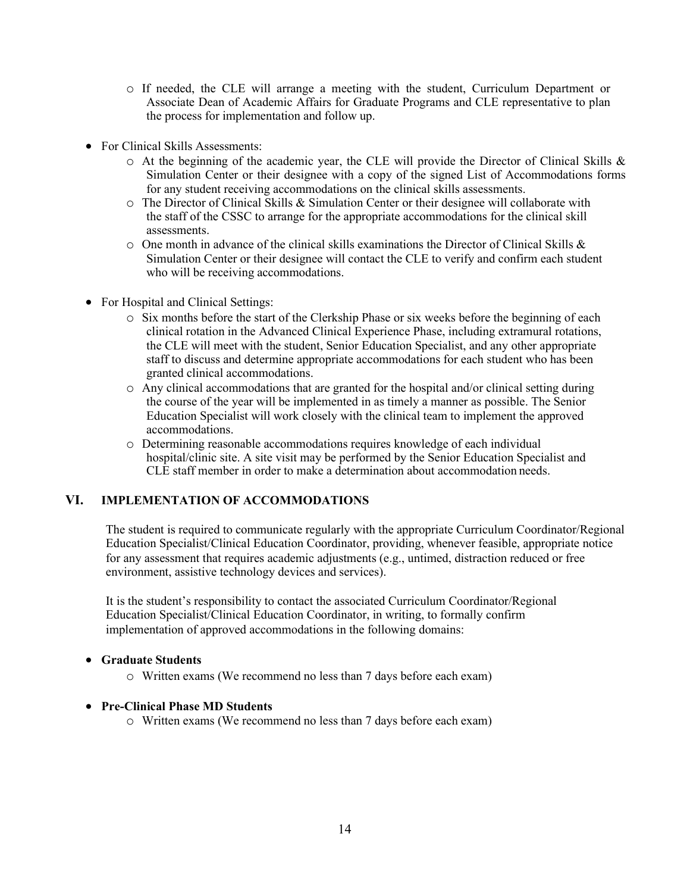- If needed, the CLE will arrange a meeting with the student, Curriculum Department or Associate Dean of Academic Affairs for Graduate Programs and CLE representative to plan the process for implementation and follow up.

- For Clinical Skills Assessments:
  - At the beginning of the academic year, the CLE will provide the Director of Clinical Skills & Simulation Center or their designee with a copy of the signed List of Accommodations forms for any student receiving accommodations on the clinical skills assessments.
  - The Director of Clinical Skills & Simulation Center or their designee will collaborate with the staff of the CSSC to arrange for the appropriate accommodations for the clinical skill assessments.
  - One month in advance of the clinical skills examinations the Director of Clinical Skills & Simulation Center or their designee will contact the CLE to verify and confirm each student who will be receiving accommodations.

- For Hospital and Clinical Settings:
  - Six months before the start of the Clerkship Phase or six weeks before the beginning of each clinical rotation in the Advanced Clinical Experience Phase, including extramural rotations, the CLE will meet with the student, Senior Education Specialist, and any other appropriate staff to discuss and determine appropriate accommodations for each student who has been granted clinical accommodations.
  - Any clinical accommodations that are granted for the hospital and/or clinical setting during the course of the year will be implemented in as timely a manner as possible. The Senior Education Specialist will work closely with the clinical team to implement the approved accommodations.
  - Determining reasonable accommodations requires knowledge of each individual hospital/clinic site. A site visit may be performed by the Senior Education Specialist and CLE staff member in order to make a determination about accommodation needs.

## VI. IMPLEMENTATION OF ACCOMMODATIONS

The student is required to communicate regularly with the appropriate Curriculum Coordinator/Regional Education Specialist/Clinical Education Coordinator, providing, whenever feasible, appropriate notice for any assessment that requires academic adjustments (e.g., untimed, distraction reduced or free environment, assistive technology devices and services).

It is the student's responsibility to contact the associated Curriculum Coordinator/Regional Education Specialist/Clinical Education Coordinator, in writing, to formally confirm implementation of approved accommodations in the following domains:

- **Graduate Students**
  - Written exams (We recommend no less than 7 days before each exam)

- **Pre-Clinical Phase MD Students**
  - Written exams (We recommend no less than 7 days before each exam)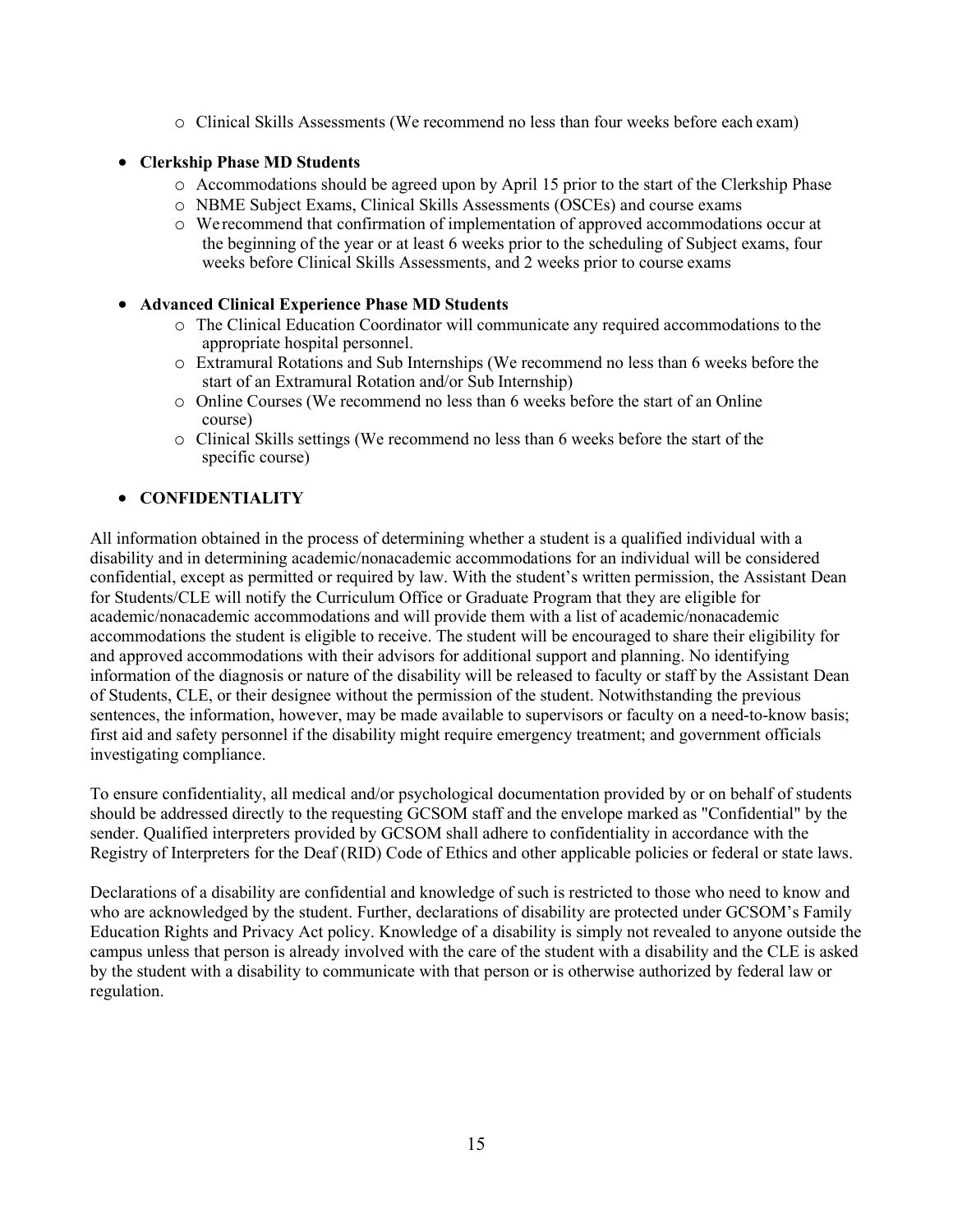- Clinical Skills Assessments (We recommend no less than four weeks before each exam)

- **Clerkship Phase MD Students**
    - Accommodations should be agreed upon by April 15 prior to the start of the Clerkship Phase
    - NBME Subject Exams, Clinical Skills Assessments (OSCEs) and course exams
    - We recommend that confirmation of implementation of approved accommodations occur at the beginning of the year or at least 6 weeks prior to the scheduling of Subject exams, four weeks before Clinical Skills Assessments, and 2 weeks prior to course exams

- **Advanced Clinical Experience Phase MD Students**
    - The Clinical Education Coordinator will communicate any required accommodations to the appropriate hospital personnel.
    - Extramural Rotations and Sub Internships (We recommend no less than 6 weeks before the start of an Extramural Rotation and/or Sub Internship)
    - Online Courses (We recommend no less than 6 weeks before the start of an Online course)
    - Clinical Skills settings (We recommend no less than 6 weeks before the start of the specific course)

- **CONFIDENTIALITY**

All information obtained in the process of determining whether a student is a qualified individual with a disability and in determining academic/nonacademic accommodations for an individual will be considered confidential, except as permitted or required by law. With the student's written permission, the Assistant Dean for Students/CLE will notify the Curriculum Office or Graduate Program that they are eligible for academic/nonacademic accommodations and will provide them with a list of academic/nonacademic accommodations the student is eligible to receive. The student will be encouraged to share their eligibility for and approved accommodations with their advisors for additional support and planning. No identifying information of the diagnosis or nature of the disability will be released to faculty or staff by the Assistant Dean of Students, CLE, or their designee without the permission of the student. Notwithstanding the previous sentences, the information, however, may be made available to supervisors or faculty on a need-to-know basis; first aid and safety personnel if the disability might require emergency treatment; and government officials investigating compliance.

To ensure confidentiality, all medical and/or psychological documentation provided by or on behalf of students should be addressed directly to the requesting GCSOM staff and the envelope marked as "Confidential" by the sender. Qualified interpreters provided by GCSOM shall adhere to confidentiality in accordance with the Registry of Interpreters for the Deaf (RID) Code of Ethics and other applicable policies or federal or state laws.

Declarations of a disability are confidential and knowledge of such is restricted to those who need to know and who are acknowledged by the student. Further, declarations of disability are protected under GCSOM's Family Education Rights and Privacy Act policy. Knowledge of a disability is simply not revealed to anyone outside the campus unless that person is already involved with the care of the student with a disability and the CLE is asked by the student with a disability to communicate with that person or is otherwise authorized by federal law or regulation.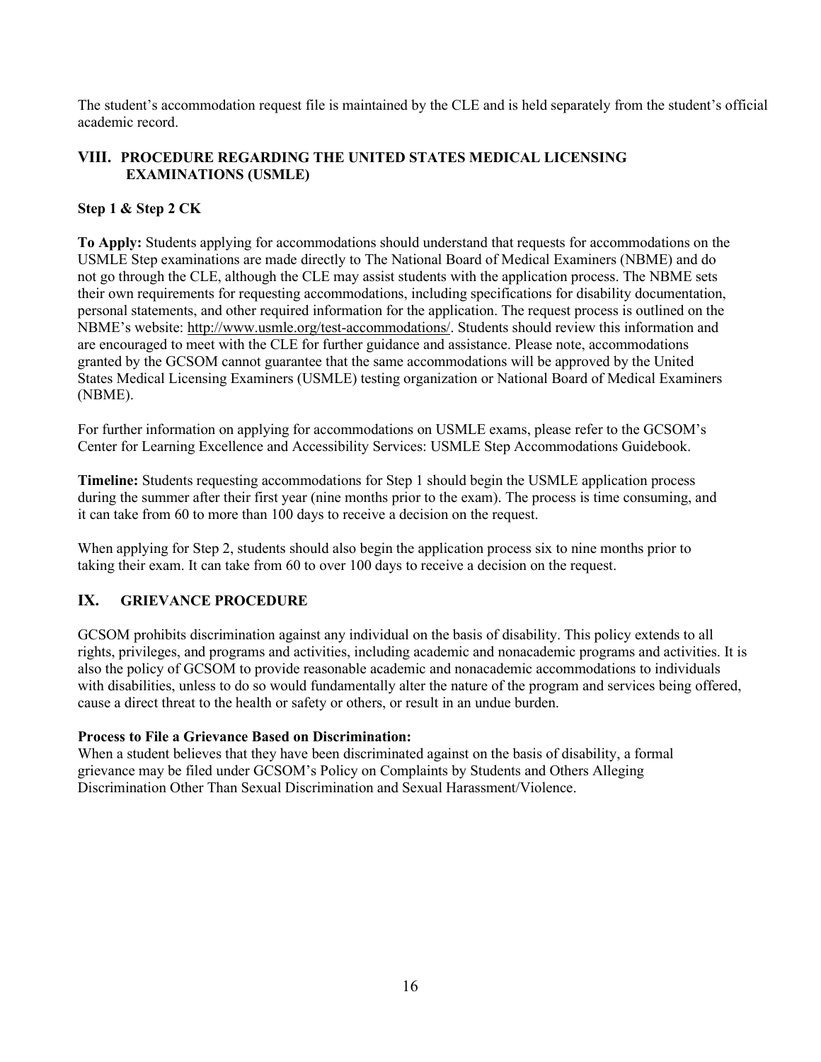The student's accommodation request file is maintained by the CLE and is held separately from the student's official academic record.

## VIII. PROCEDURE REGARDING THE UNITED STATES MEDICAL LICENSING EXAMINATIONS (USMLE)

### Step 1 & Step 2 CK

**To Apply:** Students applying for accommodations should understand that requests for accommodations on the USMLE Step examinations are made directly to The National Board of Medical Examiners (NBME) and do not go through the CLE, although the CLE may assist students with the application process. The NBME sets their own requirements for requesting accommodations, including specifications for disability documentation, personal statements, and other required information for the application. The request process is outlined on the NBME's website: http://www.usmle.org/test-accommodations/. Students should review this information and are encouraged to meet with the CLE for further guidance and assistance. Please note, accommodations granted by the GCSOM cannot guarantee that the same accommodations will be approved by the United States Medical Licensing Examiners (USMLE) testing organization or National Board of Medical Examiners (NBME).

For further information on applying for accommodations on USMLE exams, please refer to the GCSOM's Center for Learning Excellence and Accessibility Services: USMLE Step Accommodations Guidebook.

**Timeline:** Students requesting accommodations for Step 1 should begin the USMLE application process during the summer after their first year (nine months prior to the exam). The process is time consuming, and it can take from 60 to more than 100 days to receive a decision on the request.

When applying for Step 2, students should also begin the application process six to nine months prior to taking their exam. It can take from 60 to over 100 days to receive a decision on the request.

## IX. GRIEVANCE PROCEDURE

GCSOM prohibits discrimination against any individual on the basis of disability. This policy extends to all rights, privileges, and programs and activities, including academic and nonacademic programs and activities. It is also the policy of GCSOM to provide reasonable academic and nonacademic accommodations to individuals with disabilities, unless to do so would fundamentally alter the nature of the program and services being offered, cause a direct threat to the health or safety or others, or result in an undue burden.

**Process to File a Grievance Based on Discrimination:**
When a student believes that they have been discriminated against on the basis of disability, a formal grievance may be filed under GCSOM's Policy on Complaints by Students and Others Alleging Discrimination Other Than Sexual Discrimination and Sexual Harassment/Violence.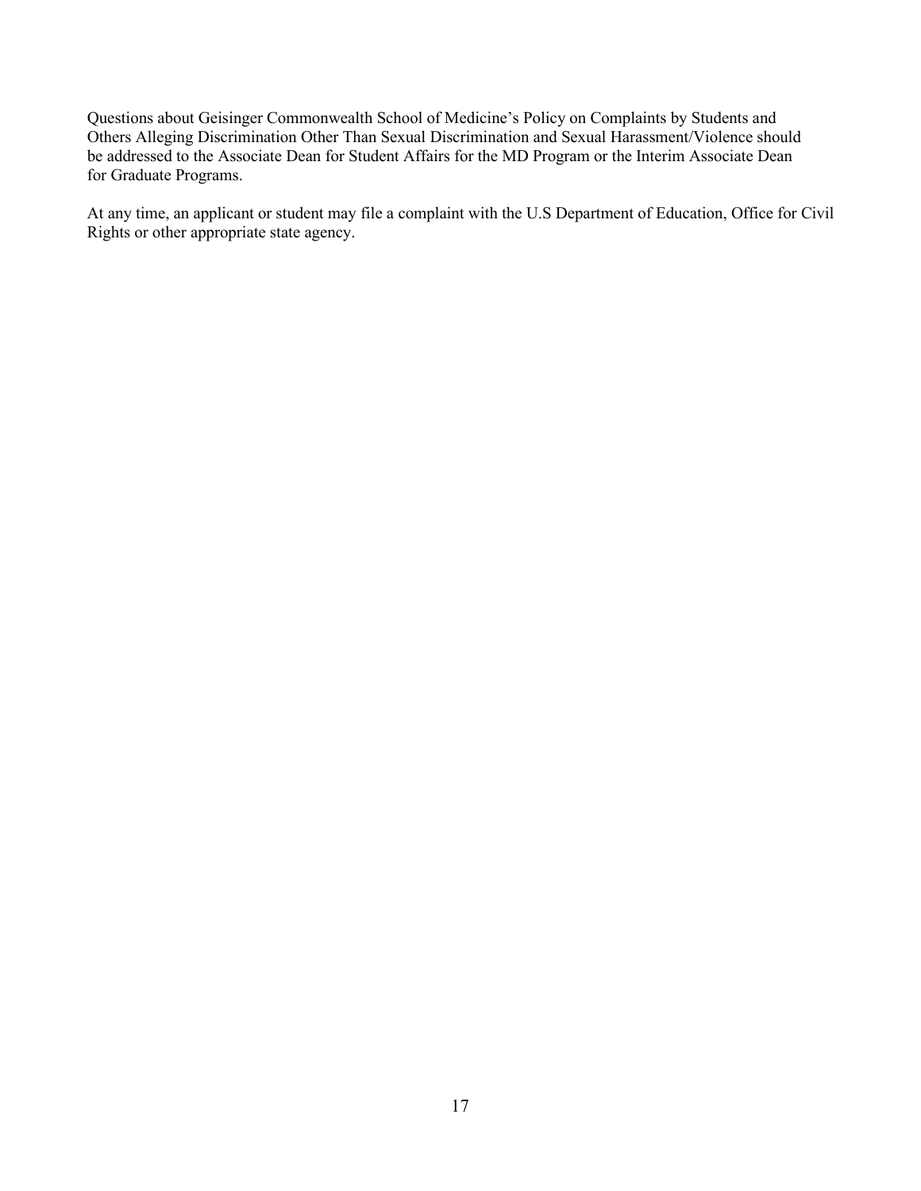Questions about Geisinger Commonwealth School of Medicine's Policy on Complaints by Students and Others Alleging Discrimination Other Than Sexual Discrimination and Sexual Harassment/Violence should be addressed to the Associate Dean for Student Affairs for the MD Program or the Interim Associate Dean for Graduate Programs.

At any time, an applicant or student may file a complaint with the U.S Department of Education, Office for Civil Rights or other appropriate state agency.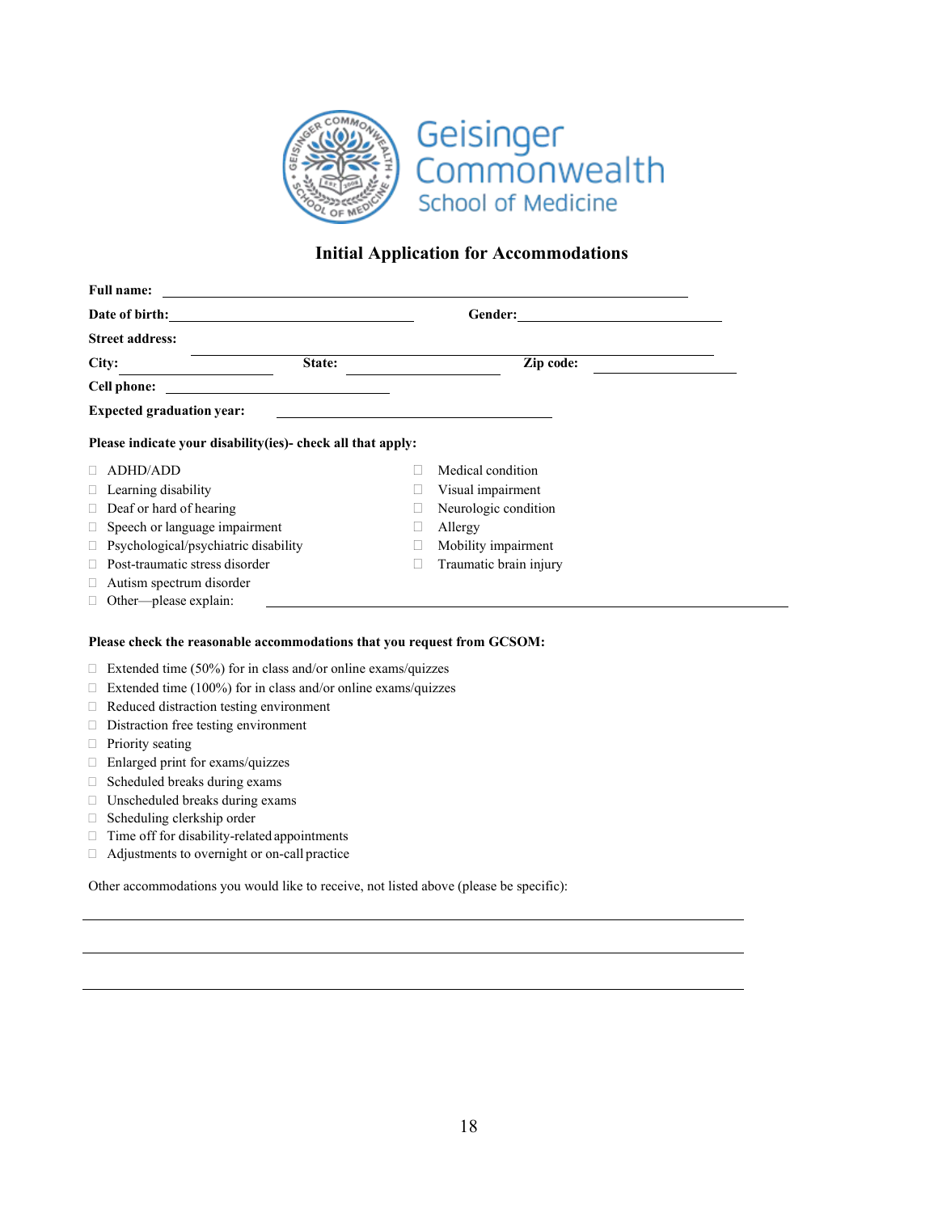Geisinger Commonwealth School of Medicine

## Initial Application for Accommodations

**Full name:** ______________________________________________

**Date of birth:** ______________________ **Gender:** ______________________

**Street address:** ______________________________________________

**City:** ______________ **State:** ______________ **Zip code:** ______________

**Cell phone:** ______________________

**Expected graduation year:** ______________________

**Please indicate your disability(ies)- check all that apply:**

- ☐ ADHD/ADD
- ☐ Learning disability
- ☐ Deaf or hard of hearing
- ☐ Speech or language impairment
- ☐ Psychological/psychiatric disability
- ☐ Post-traumatic stress disorder
- ☐ Autism spectrum disorder
- ☐ Medical condition
- ☐ Visual impairment
- ☐ Neurologic condition
- ☐ Allergy
- ☐ Mobility impairment
- ☐ Traumatic brain injury
- ☐ Other—please explain: ______________________________________________

**Please check the reasonable accommodations that you request from GCSOM:**

- ☐ Extended time (50%) for in class and/or online exams/quizzes
- ☐ Extended time (100%) for in class and/or online exams/quizzes
- ☐ Reduced distraction testing environment
- ☐ Distraction free testing environment
- ☐ Priority seating
- ☐ Enlarged print for exams/quizzes
- ☐ Scheduled breaks during exams
- ☐ Unscheduled breaks during exams
- ☐ Scheduling clerkship order
- ☐ Time off for disability-related appointments
- ☐ Adjustments to overnight or on-call practice

Other accommodations you would like to receive, not listed above (please be specific):

______________________________________________

______________________________________________

______________________________________________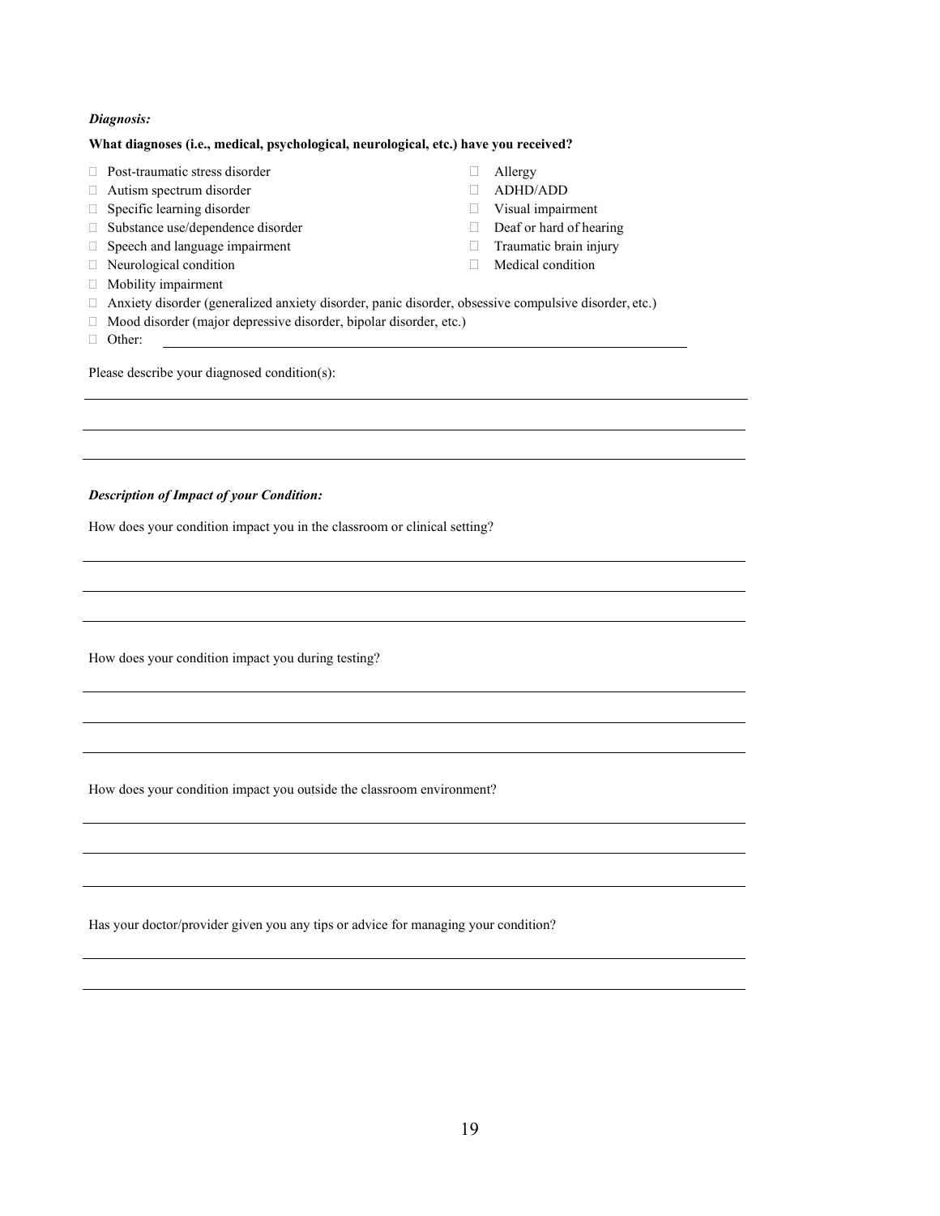***Diagnosis:***

**What diagnoses (i.e., medical, psychological, neurological, etc.) have you received?**

- ☐ Post-traumatic stress disorder
- ☐ Autism spectrum disorder
- ☐ Specific learning disorder
- ☐ Substance use/dependence disorder
- ☐ Speech and language impairment
- ☐ Neurological condition
- ☐ Allergy
- ☐ ADHD/ADD
- ☐ Visual impairment
- ☐ Deaf or hard of hearing
- ☐ Traumatic brain injury
- ☐ Medical condition
- ☐ Mobility impairment
- ☐ Anxiety disorder (generalized anxiety disorder, panic disorder, obsessive compulsive disorder, etc.)
- ☐ Mood disorder (major depressive disorder, bipolar disorder, etc.)
- ☐ Other: ______________________________________________

Please describe your diagnosed condition(s):

______________________________________________

______________________________________________

______________________________________________

***Description of Impact of your Condition:***

How does your condition impact you in the classroom or clinical setting?

______________________________________________

______________________________________________

______________________________________________

How does your condition impact you during testing?

______________________________________________

______________________________________________

______________________________________________

How does your condition impact you outside the classroom environment?

______________________________________________

______________________________________________

______________________________________________

Has your doctor/provider given you any tips or advice for managing your condition?

______________________________________________

______________________________________________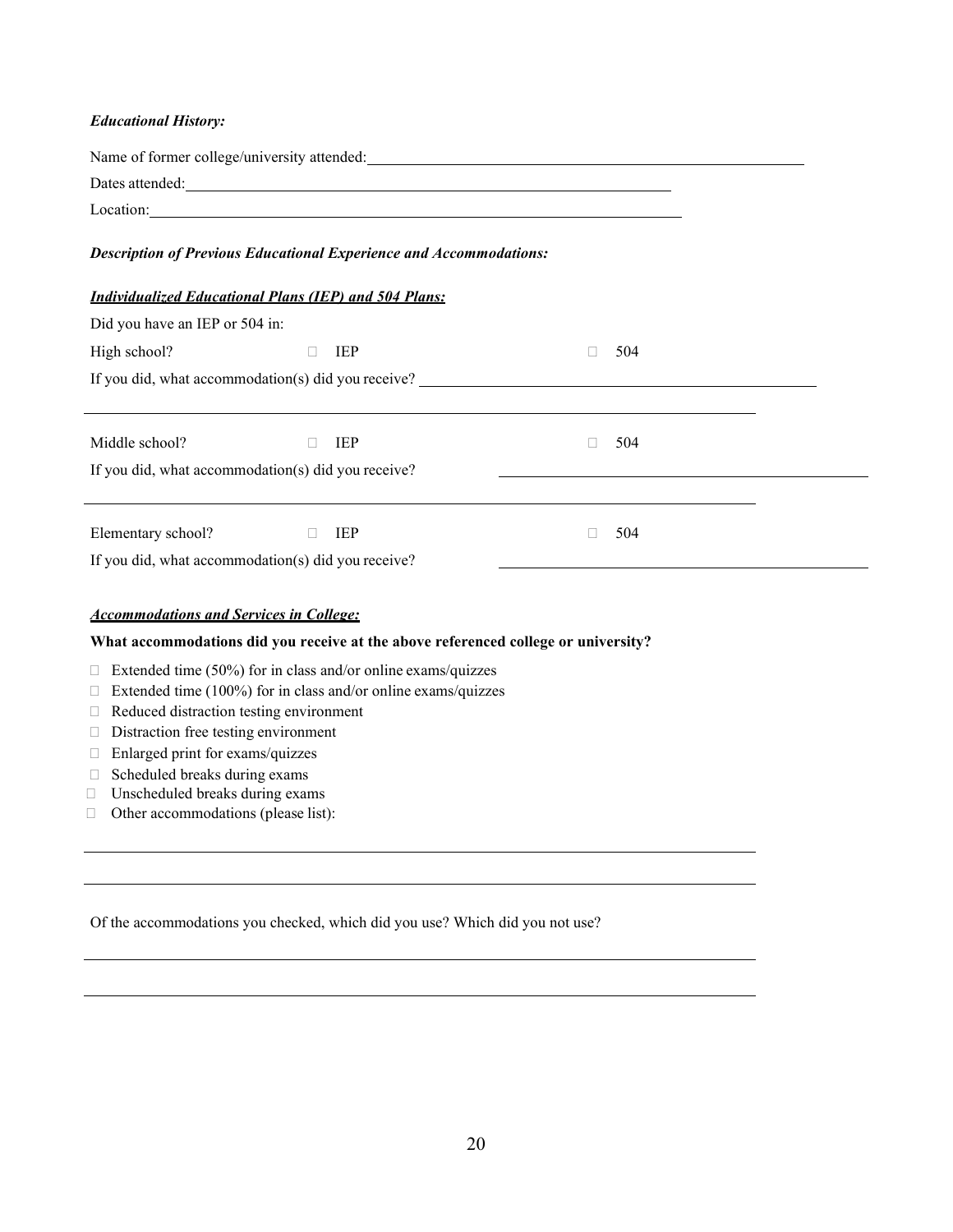***Educational History:***

Name of former college/university attended: ______________________________

Dates attended: ______________________________

Location: ______________________________

***Description of Previous Educational Experience and Accommodations:***

***Individualized Educational Plans (IEP) and 504 Plans:***

Did you have an IEP or 504 in:

High school? ☐ IEP ☐ 504

If you did, what accommodation(s) did you receive? ______________________________

______________________________

Middle school? ☐ IEP ☐ 504

If you did, what accommodation(s) did you receive? ______________________________

______________________________

Elementary school? ☐ IEP ☐ 504

If you did, what accommodation(s) did you receive? ______________________________

***Accommodations and Services in College:***

**What accommodations did you receive at the above referenced college or university?**

- ☐ Extended time (50%) for in class and/or online exams/quizzes
- ☐ Extended time (100%) for in class and/or online exams/quizzes
- ☐ Reduced distraction testing environment
- ☐ Distraction free testing environment
- ☐ Enlarged print for exams/quizzes
- ☐ Scheduled breaks during exams
- ☐ Unscheduled breaks during exams
- ☐ Other accommodations (please list):

______________________________

______________________________

Of the accommodations you checked, which did you use? Which did you not use?

______________________________

______________________________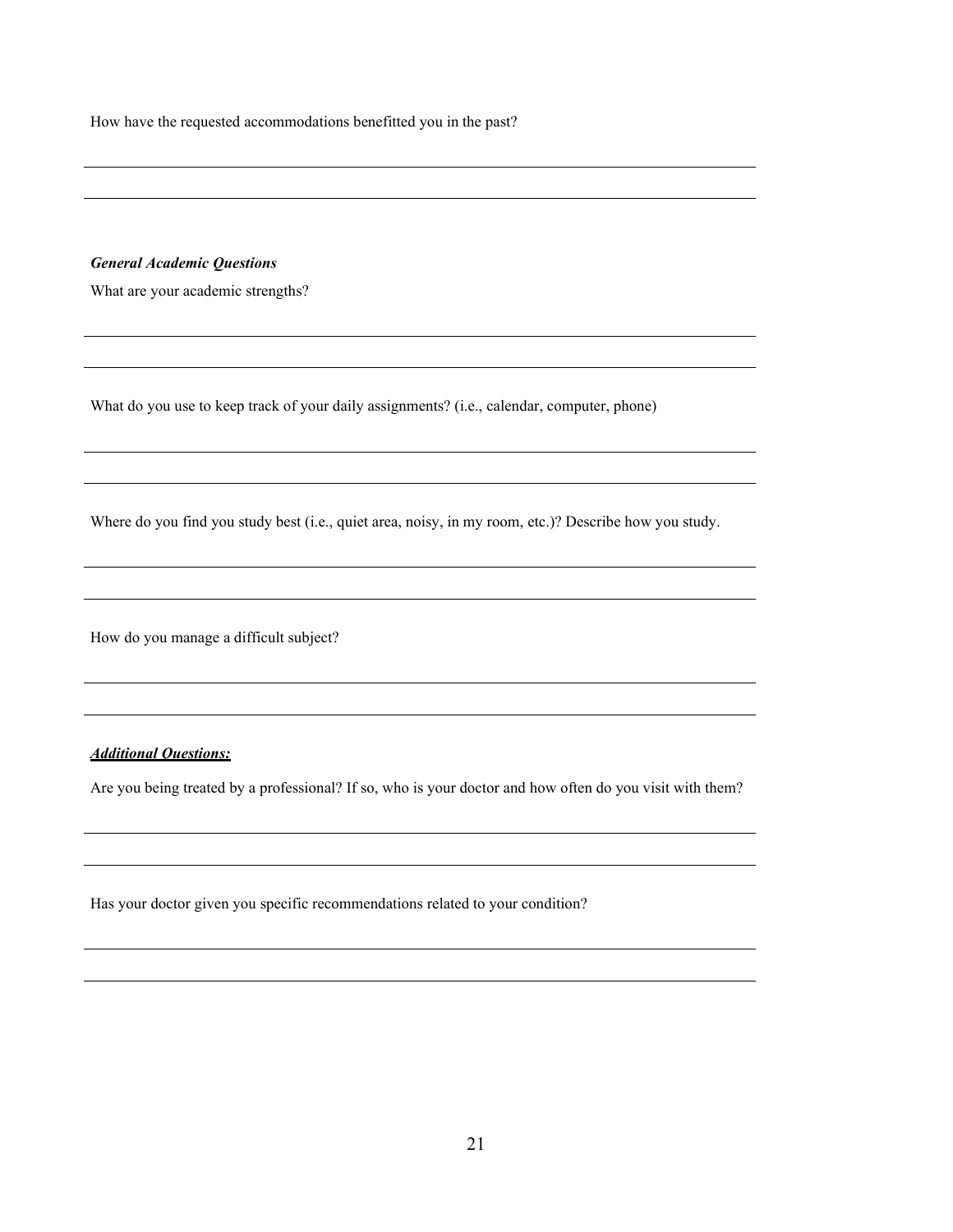How have the requested accommodations benefitted you in the past?

______________________________________________________________________________

______________________________________________________________________________

***General Academic Questions***

What are your academic strengths?

______________________________________________________________________________

______________________________________________________________________________

What do you use to keep track of your daily assignments? (i.e., calendar, computer, phone)

______________________________________________________________________________

______________________________________________________________________________

Where do you find you study best (i.e., quiet area, noisy, in my room, etc.)? Describe how you study.

______________________________________________________________________________

______________________________________________________________________________

How do you manage a difficult subject?

______________________________________________________________________________

______________________________________________________________________________

***<u>Additional Questions:</u>***

Are you being treated by a professional? If so, who is your doctor and how often do you visit with them?

______________________________________________________________________________

______________________________________________________________________________

Has your doctor given you specific recommendations related to your condition?

______________________________________________________________________________

______________________________________________________________________________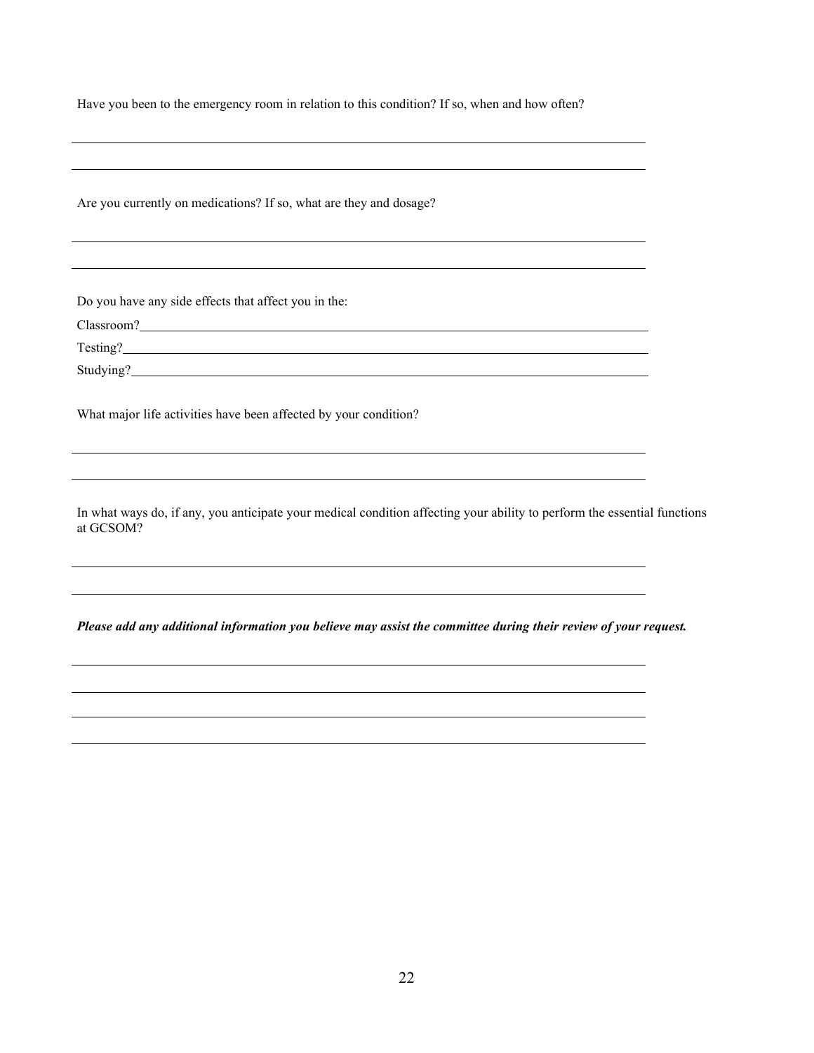Have you been to the emergency room in relation to this condition? If so, when and how often?

______________________________________________________________________________

______________________________________________________________________________

Are you currently on medications? If so, what are they and dosage?

______________________________________________________________________________

______________________________________________________________________________

Do you have any side effects that affect you in the:

Classroom?____________________________________________________________________

Testing?______________________________________________________________________

Studying?_____________________________________________________________________

What major life activities have been affected by your condition?

______________________________________________________________________________

______________________________________________________________________________

In what ways do, if any, you anticipate your medical condition affecting your ability to perform the essential functions at GCSOM?

______________________________________________________________________________

______________________________________________________________________________

***Please add any additional information you believe may assist the committee during their review of your request.***

______________________________________________________________________________

______________________________________________________________________________

______________________________________________________________________________

______________________________________________________________________________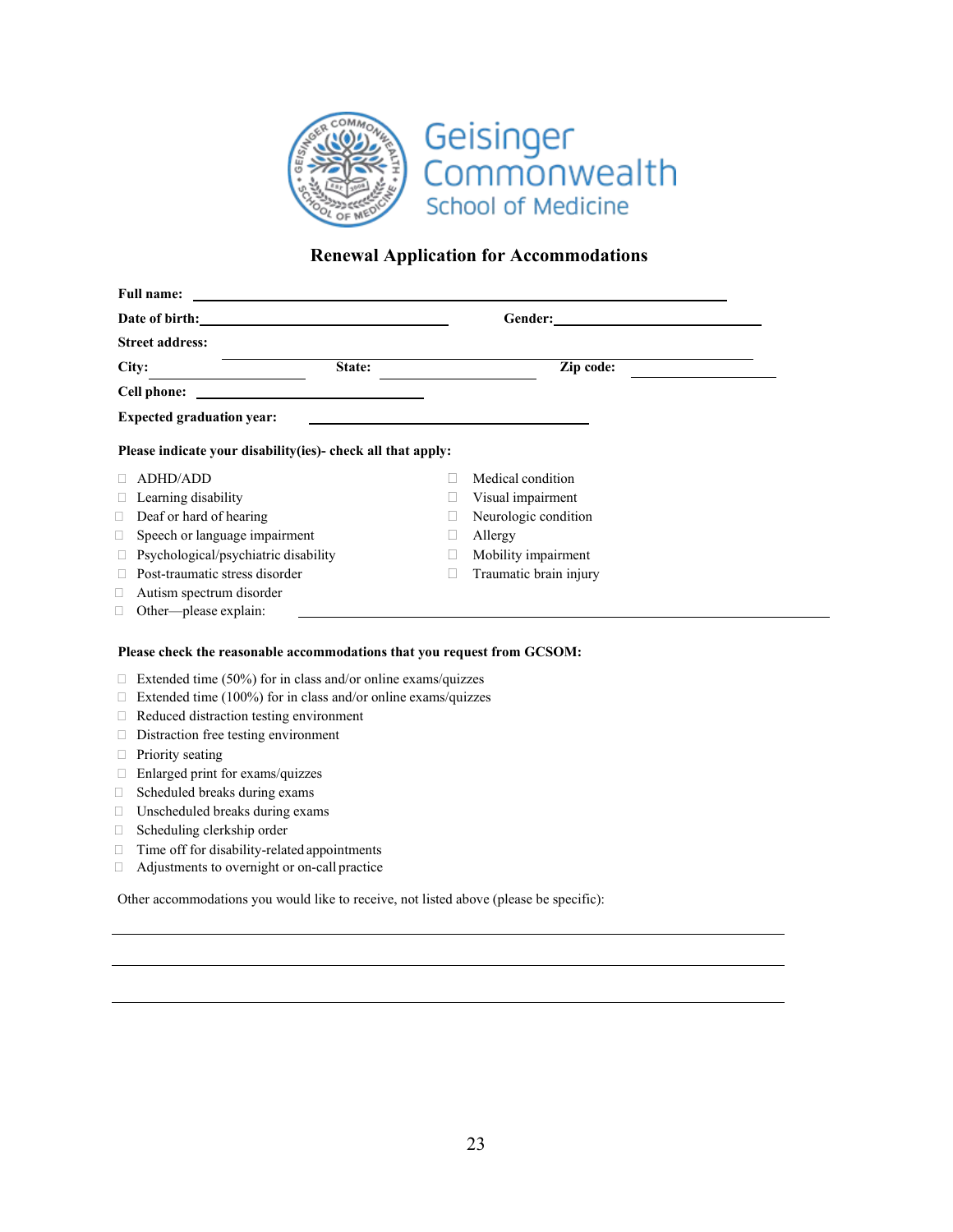Geisinger Commonwealth School of Medicine

## Renewal Application for Accommodations

**Full name:** ______________________________________________

**Date of birth:** ______________________ **Gender:** ______________________

**Street address:** ______________________________________________

**City:** ______________ **State:** ______________ **Zip code:** ______________

**Cell phone:** ______________________

**Expected graduation year:** ______________________

**Please indicate your disability(ies)- check all that apply:**

- ☐ ADHD/ADD
- ☐ Learning disability
- ☐ Deaf or hard of hearing
- ☐ Speech or language impairment
- ☐ Psychological/psychiatric disability
- ☐ Post-traumatic stress disorder
- ☐ Autism spectrum disorder
- ☐ Medical condition
- ☐ Visual impairment
- ☐ Neurologic condition
- ☐ Allergy
- ☐ Mobility impairment
- ☐ Traumatic brain injury
- ☐ Other—please explain: ______________________________________________

**Please check the reasonable accommodations that you request from GCSOM:**

- ☐ Extended time (50%) for in class and/or online exams/quizzes
- ☐ Extended time (100%) for in class and/or online exams/quizzes
- ☐ Reduced distraction testing environment
- ☐ Distraction free testing environment
- ☐ Priority seating
- ☐ Enlarged print for exams/quizzes
- ☐ Scheduled breaks during exams
- ☐ Unscheduled breaks during exams
- ☐ Scheduling clerkship order
- ☐ Time off for disability-related appointments
- ☐ Adjustments to overnight or on-call practice

Other accommodations you would like to receive, not listed above (please be specific):

______________________________________________

______________________________________________

______________________________________________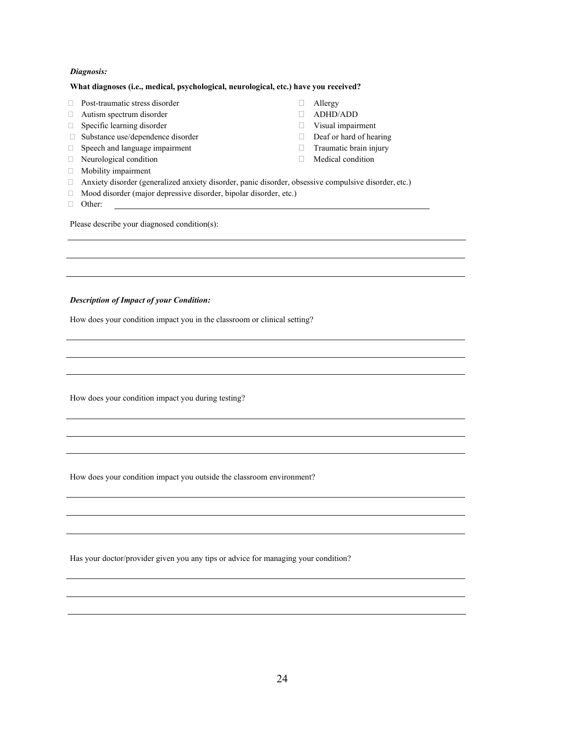***Diagnosis:***

**What diagnoses (i.e., medical, psychological, neurological, etc.) have you received?**

- ☐ Post-traumatic stress disorder
- ☐ Autism spectrum disorder
- ☐ Specific learning disorder
- ☐ Substance use/dependence disorder
- ☐ Speech and language impairment
- ☐ Neurological condition
- ☐ Mobility impairment
- ☐ Allergy
- ☐ ADHD/ADD
- ☐ Visual impairment
- ☐ Deaf or hard of hearing
- ☐ Traumatic brain injury
- ☐ Medical condition
- ☐ Anxiety disorder (generalized anxiety disorder, panic disorder, obsessive compulsive disorder, etc.)
- ☐ Mood disorder (major depressive disorder, bipolar disorder, etc.)
- ☐ Other: ______________________________________________

Please describe your diagnosed condition(s):

______________________________________________

______________________________________________

______________________________________________

***Description of Impact of your Condition:***

How does your condition impact you in the classroom or clinical setting?

______________________________________________

______________________________________________

______________________________________________

How does your condition impact you during testing?

______________________________________________

______________________________________________

______________________________________________

How does your condition impact you outside the classroom environment?

______________________________________________

______________________________________________

______________________________________________

Has your doctor/provider given you any tips or advice for managing your condition?

______________________________________________

______________________________________________

______________________________________________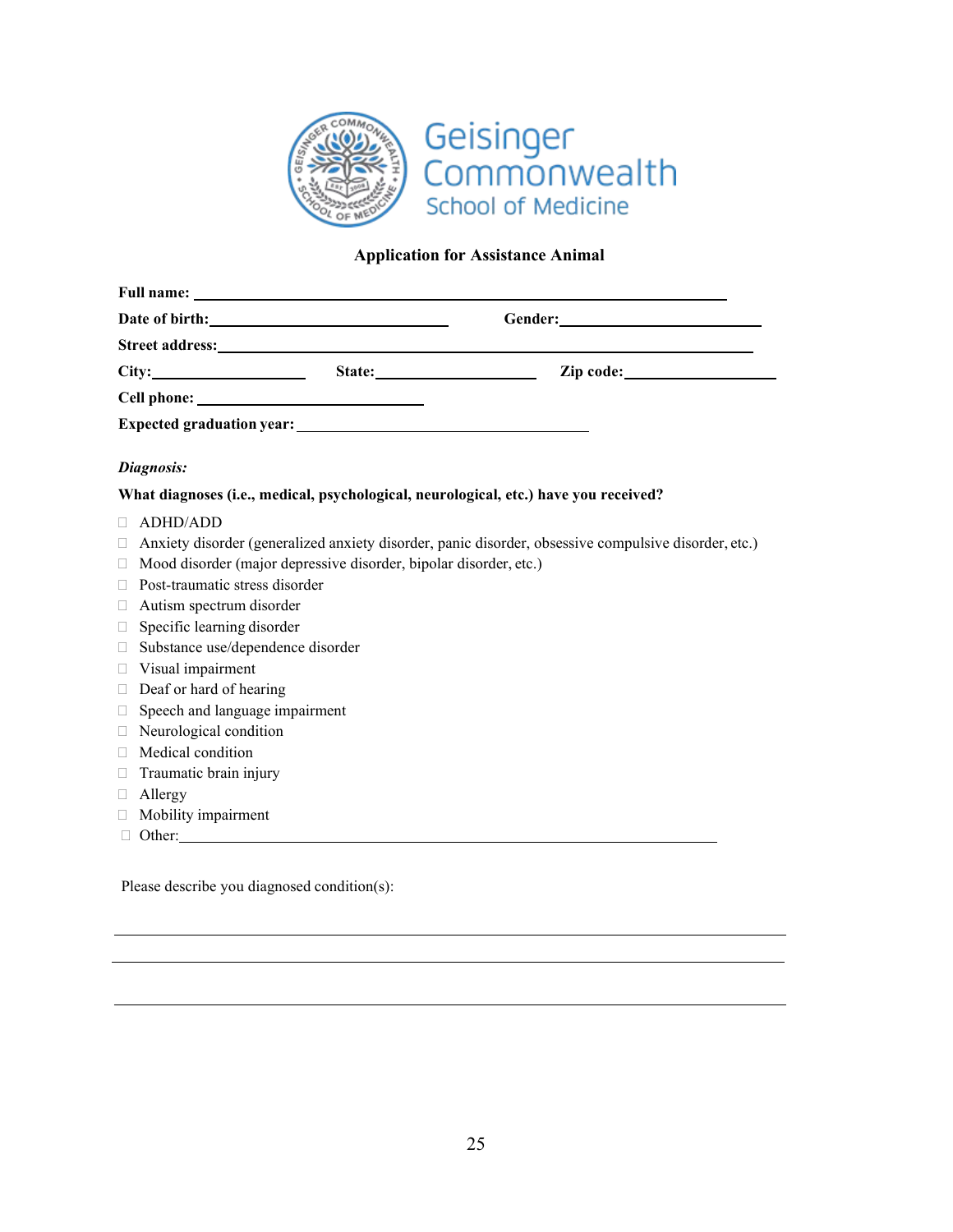Geisinger Commonwealth School of Medicine

**Application for Assistance Animal**

**Full name:** ________________________________________________

**Date of birth:** ____________________ **Gender:** ____________________

**Street address:** ________________________________________________

**City:** ______________ **State:** ______________ **Zip code:** ______________

**Cell phone:** ____________________

**Expected graduation year:** __________________________

***Diagnosis:***

**What diagnoses (i.e., medical, psychological, neurological, etc.) have you received?**

- ☐ ADHD/ADD
- ☐ Anxiety disorder (generalized anxiety disorder, panic disorder, obsessive compulsive disorder, etc.)
- ☐ Mood disorder (major depressive disorder, bipolar disorder, etc.)
- ☐ Post-traumatic stress disorder
- ☐ Autism spectrum disorder
- ☐ Specific learning disorder
- ☐ Substance use/dependence disorder
- ☐ Visual impairment
- ☐ Deaf or hard of hearing
- ☐ Speech and language impairment
- ☐ Neurological condition
- ☐ Medical condition
- ☐ Traumatic brain injury
- ☐ Allergy
- ☐ Mobility impairment
- ☐ Other: ________________________________________________

Please describe you diagnosed condition(s):

________________________________________________________________

________________________________________________________________

________________________________________________________________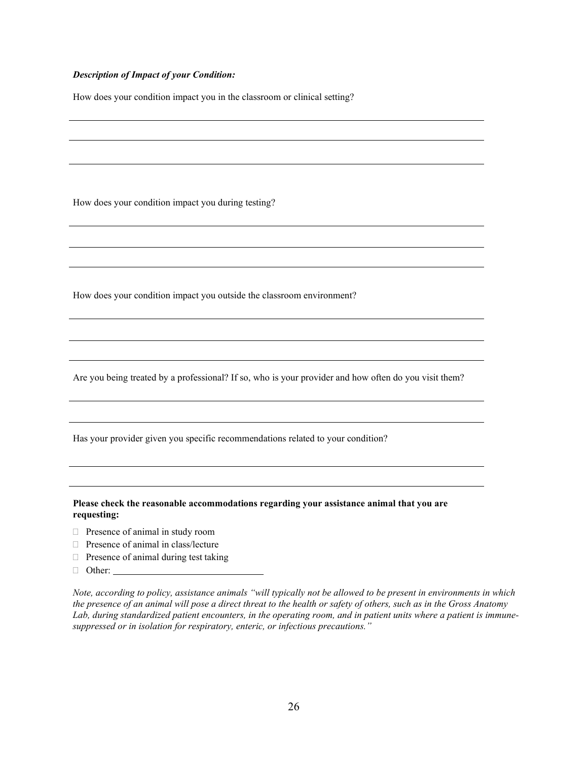***Description of Impact of your Condition:***

How does your condition impact you in the classroom or clinical setting?

______________________________________________________________________________

______________________________________________________________________________

______________________________________________________________________________

How does your condition impact you during testing?

______________________________________________________________________________

______________________________________________________________________________

______________________________________________________________________________

How does your condition impact you outside the classroom environment?

______________________________________________________________________________

______________________________________________________________________________

______________________________________________________________________________

Are you being treated by a professional? If so, who is your provider and how often do you visit them?

______________________________________________________________________________

______________________________________________________________________________

Has your provider given you specific recommendations related to your condition?

______________________________________________________________________________

______________________________________________________________________________

**Please check the reasonable accommodations regarding your assistance animal that you are requesting:**

- ☐ Presence of animal in study room
- ☐ Presence of animal in class/lecture
- ☐ Presence of animal during test taking
- ☐ Other: ______________________________

*Note, according to policy, assistance animals "will typically not be allowed to be present in environments in which the presence of an animal will pose a direct threat to the health or safety of others, such as in the Gross Anatomy Lab, during standardized patient encounters, in the operating room, and in patient units where a patient is immune-suppressed or in isolation for respiratory, enteric, or infectious precautions."*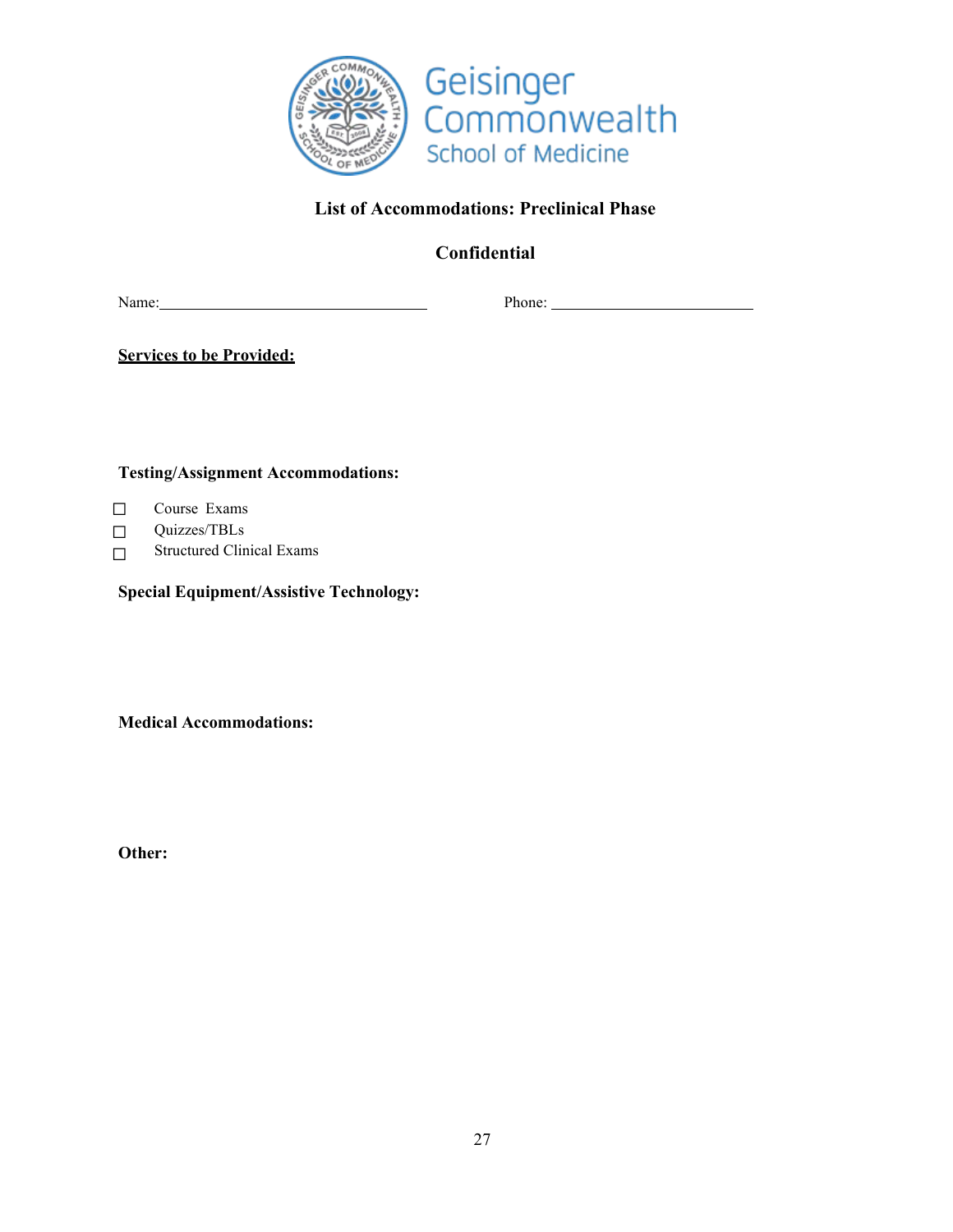Geisinger Commonwealth School of Medicine

## List of Accommodations: Preclinical Phase

## Confidential

Name:\_\_\_\_\_\_\_\_\_\_\_\_\_\_\_\_\_\_\_\_\_\_\_\_\_\_\_\_\_\_\_\_\_\_ Phone: \_\_\_\_\_\_\_\_\_\_\_\_\_\_\_\_\_\_\_\_\_\_\_\_\_\_

**Services to be Provided:**

**Testing/Assignment Accommodations:**

- ☐ Course Exams
- ☐ Quizzes/TBLs
- ☐ Structured Clinical Exams

**Special Equipment/Assistive Technology:**

**Medical Accommodations:**

**Other:**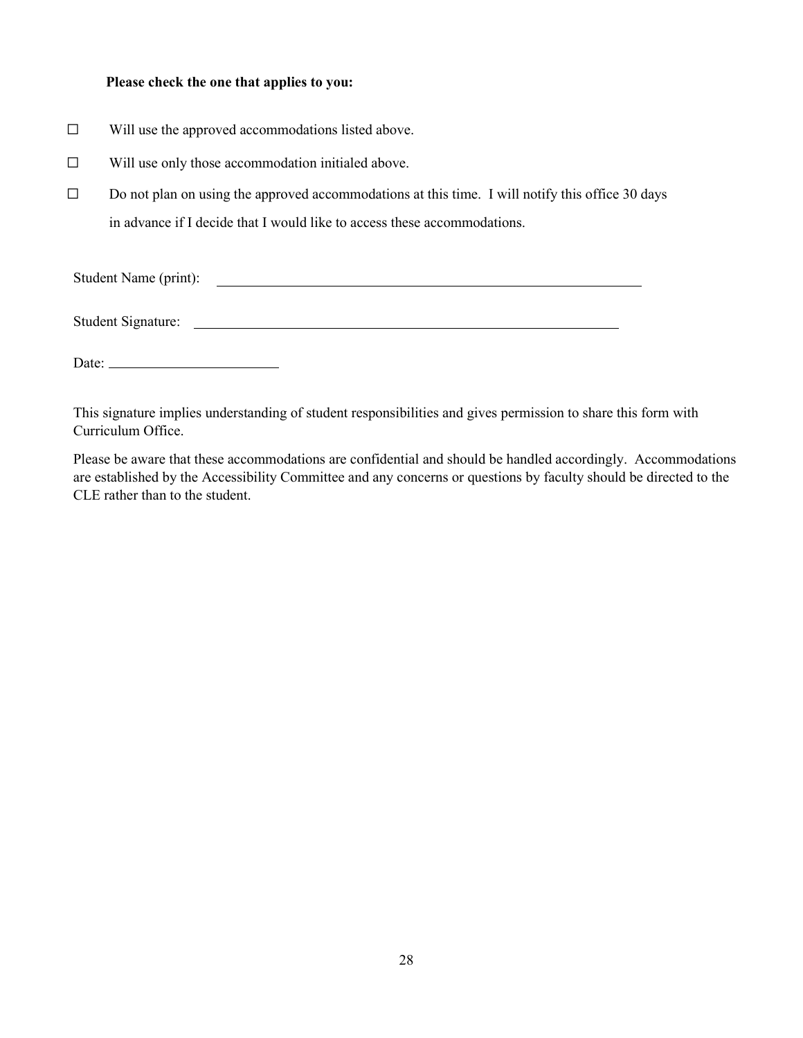**Please check the one that applies to you:**

☐ Will use the approved accommodations listed above.

☐ Will use only those accommodation initialed above.

☐ Do not plan on using the approved accommodations at this time. I will notify this office 30 days in advance if I decide that I would like to access these accommodations.

Student Name (print): ______________________________

Student Signature: ______________________________

Date: ____________

This signature implies understanding of student responsibilities and gives permission to share this form with Curriculum Office.

Please be aware that these accommodations are confidential and should be handled accordingly. Accommodations are established by the Accessibility Committee and any concerns or questions by faculty should be directed to the CLE rather than to the student.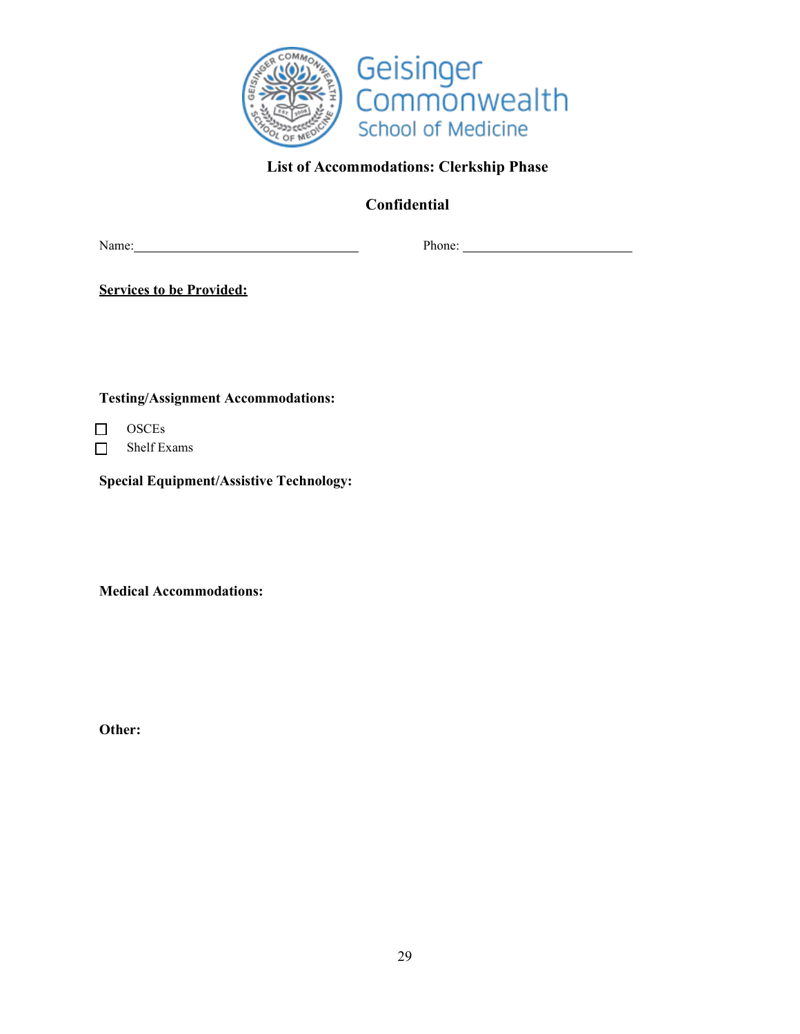Geisinger Commonwealth School of Medicine

## List of Accommodations: Clerkship Phase

**Confidential**

Name:\_\_\_\_\_\_\_\_\_\_\_\_\_\_\_\_\_\_\_\_\_\_\_\_\_\_\_\_\_\_\_\_ Phone: \_\_\_\_\_\_\_\_\_\_\_\_\_\_\_\_\_\_\_\_\_\_\_\_\_

**Services to be Provided:**

**Testing/Assignment Accommodations:**

- ☐ OSCEs
- ☐ Shelf Exams

**Special Equipment/Assistive Technology:**

**Medical Accommodations:**

**Other:**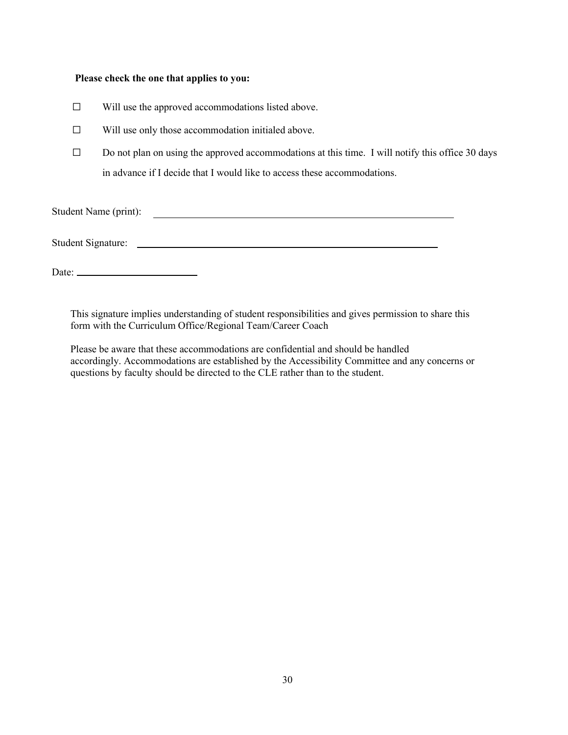**Please check the one that applies to you:**

☐ Will use the approved accommodations listed above.

☐ Will use only those accommodation initialed above.

☐ Do not plan on using the approved accommodations at this time. I will notify this office 30 days in advance if I decide that I would like to access these accommodations.

Student Name (print): ______________________________________________

Student Signature: ______________________________________________

Date: ____________________

This signature implies understanding of student responsibilities and gives permission to share this form with the Curriculum Office/Regional Team/Career Coach

Please be aware that these accommodations are confidential and should be handled accordingly. Accommodations are established by the Accessibility Committee and any concerns or questions by faculty should be directed to the CLE rather than to the student.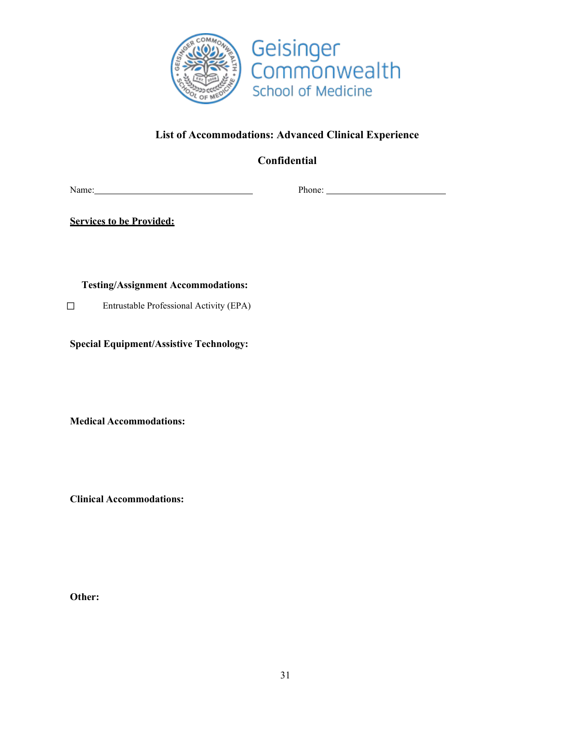Geisinger Commonwealth School of Medicine

## List of Accommodations: Advanced Clinical Experience

**Confidential**

Name:\_\_\_\_\_\_\_\_\_\_\_\_\_\_\_\_\_\_\_\_\_\_\_\_\_\_\_\_\_\_\_\_\_\_ Phone: \_\_\_\_\_\_\_\_\_\_\_\_\_\_\_\_\_\_\_\_\_\_\_\_\_\_\_

**Services to be Provided:**

**Testing/Assignment Accommodations:**

☐ Entrustable Professional Activity (EPA)

**Special Equipment/Assistive Technology:**

**Medical Accommodations:**

**Clinical Accommodations:**

**Other:**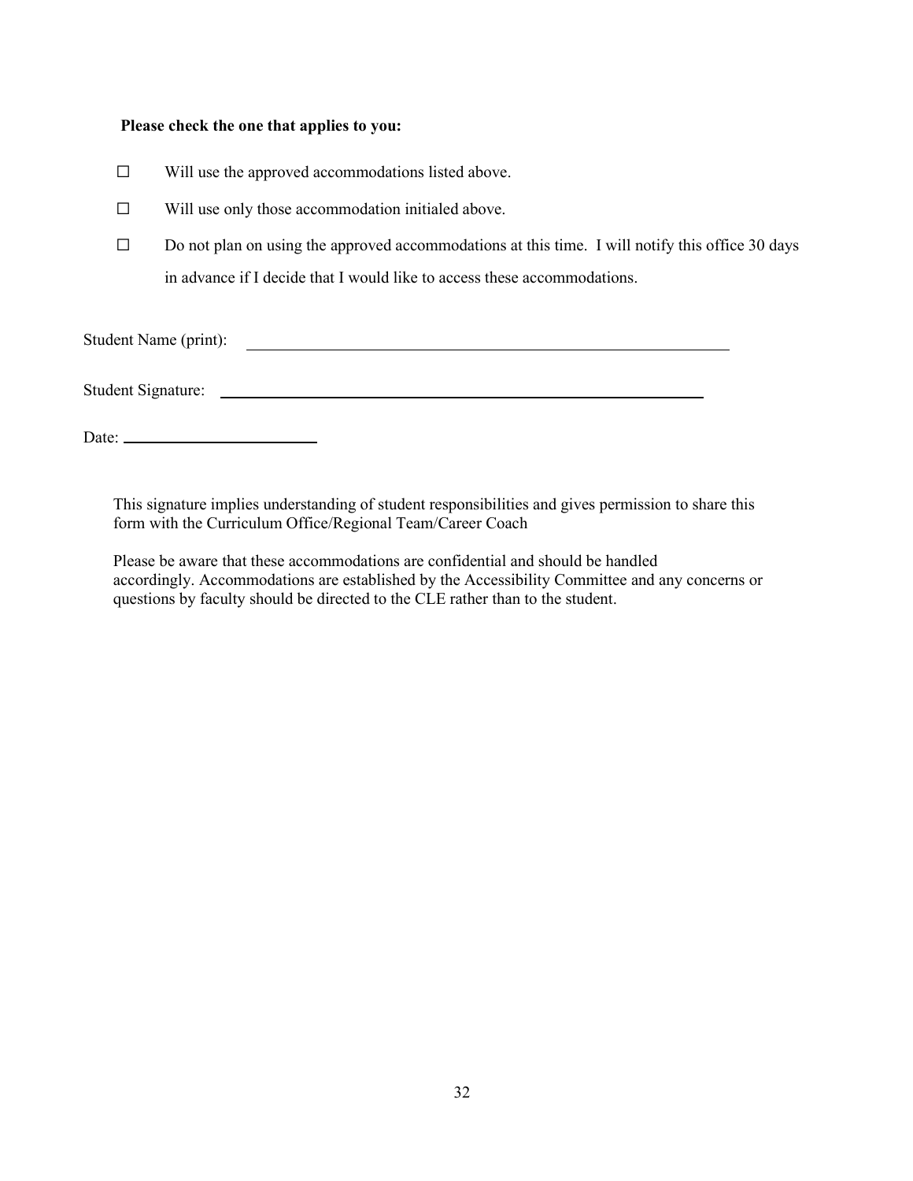**Please check the one that applies to you:**

- ☐ Will use the approved accommodations listed above.
- ☐ Will use only those accommodation initialed above.
- ☐ Do not plan on using the approved accommodations at this time. I will notify this office 30 days in advance if I decide that I would like to access these accommodations.

Student Name (print): ______________________________________________

Student Signature: ______________________________________________

Date: ____________________

This signature implies understanding of student responsibilities and gives permission to share this form with the Curriculum Office/Regional Team/Career Coach

Please be aware that these accommodations are confidential and should be handled accordingly. Accommodations are established by the Accessibility Committee and any concerns or questions by faculty should be directed to the CLE rather than to the student.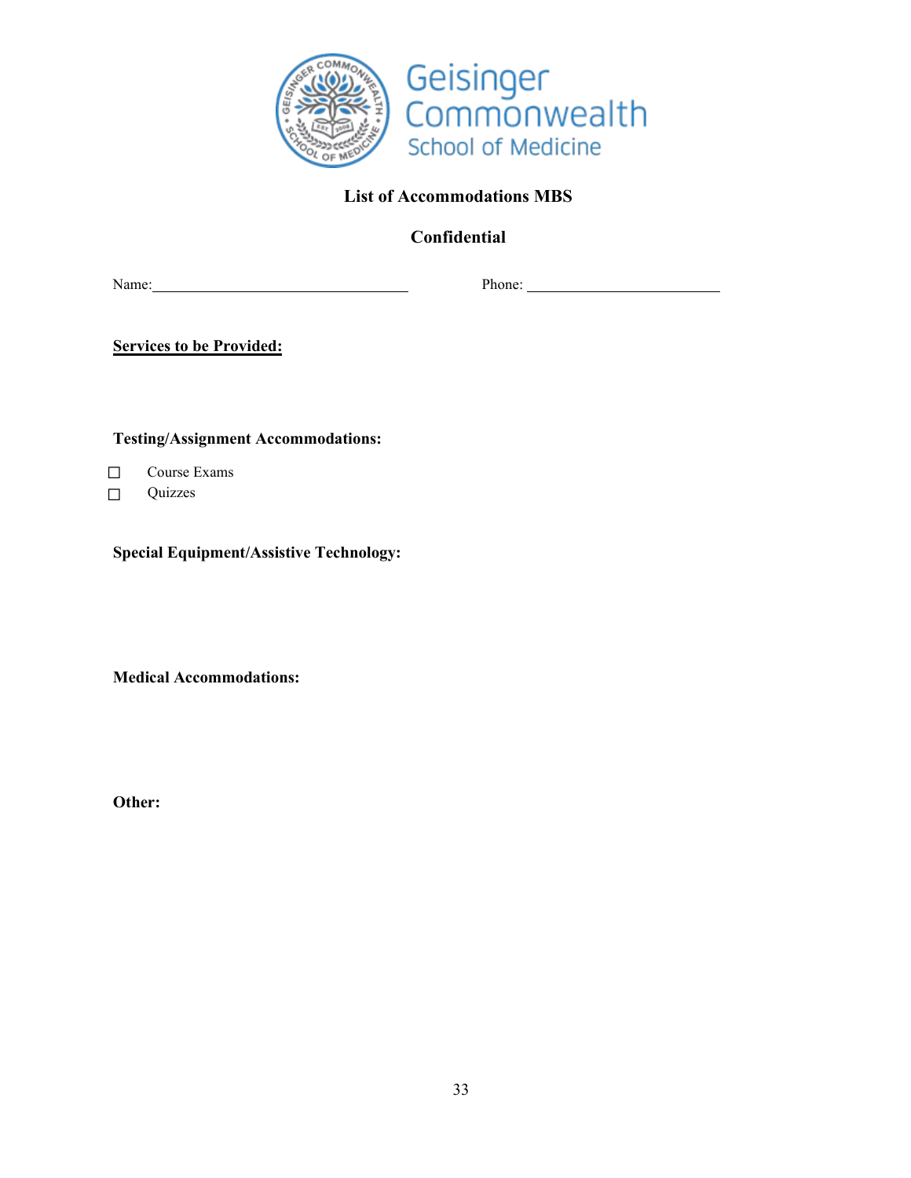Geisinger Commonwealth School of Medicine

## List of Accommodations MBS

**Confidential**

Name:\_\_\_\_\_\_\_\_\_\_\_\_\_\_\_\_\_\_\_\_\_\_\_\_\_\_\_\_\_\_ Phone: \_\_\_\_\_\_\_\_\_\_\_\_\_\_\_\_\_\_\_\_\_\_\_\_

**Services to be Provided:**

**Testing/Assignment Accommodations:**

- ☐ Course Exams
- ☐ Quizzes

**Special Equipment/Assistive Technology:**

**Medical Accommodations:**

**Other:**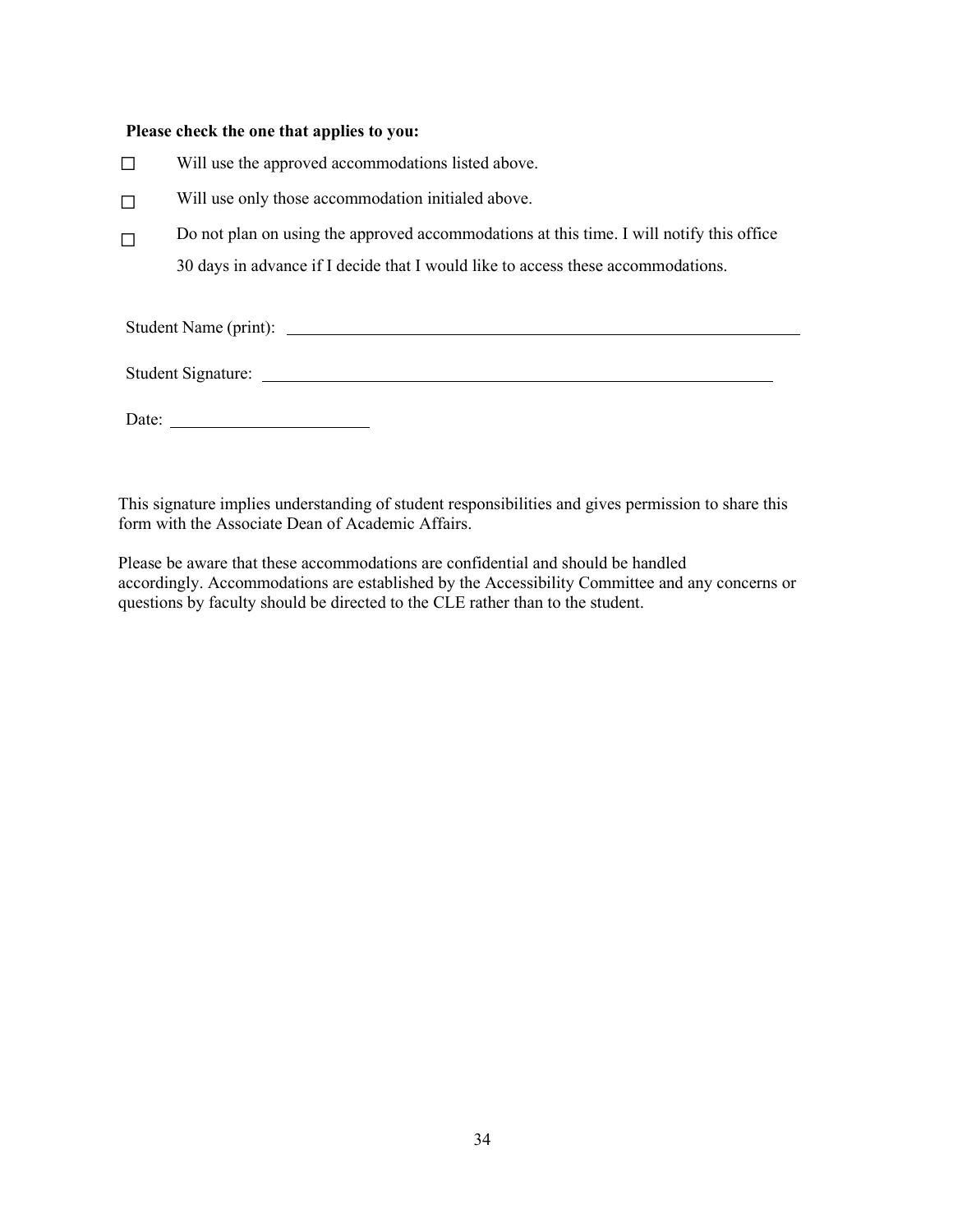**Please check the one that applies to you:**

- ☐ Will use the approved accommodations listed above.
- ☐ Will use only those accommodation initialed above.
- ☐ Do not plan on using the approved accommodations at this time. I will notify this office 30 days in advance if I decide that I would like to access these accommodations.

Student Name (print): ________________________________________________

Student Signature: ________________________________________________

Date: ____________________

This signature implies understanding of student responsibilities and gives permission to share this form with the Associate Dean of Academic Affairs.

Please be aware that these accommodations are confidential and should be handled accordingly. Accommodations are established by the Accessibility Committee and any concerns or questions by faculty should be directed to the CLE rather than to the student.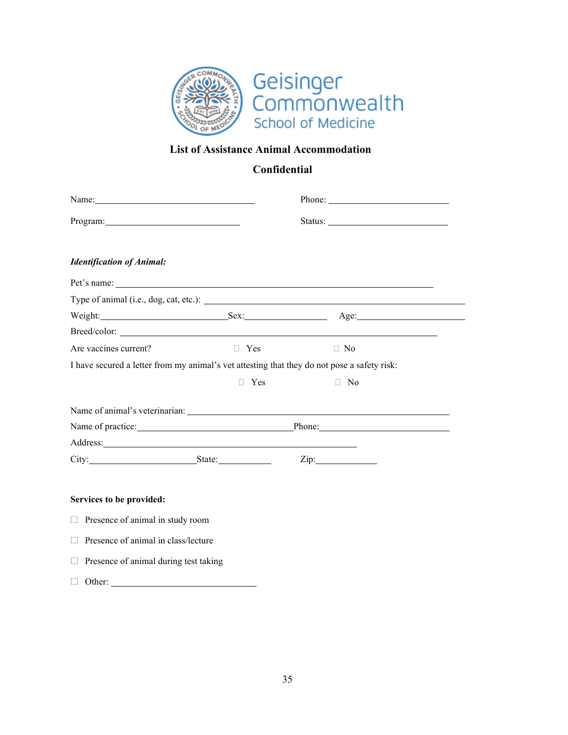Geisinger Commonwealth School of Medicine

## List of Assistance Animal Accommodation

**Confidential**

Name:\_\_\_\_\_\_\_\_\_\_\_\_\_\_\_\_\_\_\_\_\_\_\_\_\_\_\_\_\_\_\_\_ Phone: \_\_\_\_\_\_\_\_\_\_\_\_\_\_\_\_\_\_\_\_\_\_\_\_

Program:\_\_\_\_\_\_\_\_\_\_\_\_\_\_\_\_\_\_\_\_\_\_\_\_\_\_\_ Status: \_\_\_\_\_\_\_\_\_\_\_\_\_\_\_\_\_\_\_\_\_\_\_\_

***Identification of Animal:***

Pet's name: \_\_\_\_\_\_\_\_\_\_\_\_\_\_\_\_\_\_\_\_\_\_\_\_\_\_\_\_\_\_\_\_\_\_\_\_\_\_\_\_\_\_\_\_\_\_\_\_\_\_\_\_\_\_\_\_\_\_\_\_

Type of animal (i.e., dog, cat, etc.): \_\_\_\_\_\_\_\_\_\_\_\_\_\_\_\_\_\_\_\_\_\_\_\_\_\_\_\_\_\_\_\_\_\_\_\_\_\_\_\_\_\_\_\_\_\_\_\_\_\_

Weight:\_\_\_\_\_\_\_\_\_\_\_\_\_\_\_\_\_\_\_\_\_\_\_\_\_Sex:\_\_\_\_\_\_\_\_\_\_\_\_\_\_\_\_ Age:\_\_\_\_\_\_\_\_\_\_\_\_\_\_\_\_\_\_\_\_\_\_

Breed/color: \_\_\_\_\_\_\_\_\_\_\_\_\_\_\_\_\_\_\_\_\_\_\_\_\_\_\_\_\_\_\_\_\_\_\_\_\_\_\_\_\_\_\_\_\_\_\_\_\_\_\_\_\_\_\_\_\_\_\_\_

Are vaccines current? ☐ Yes ☐ No

I have secured a letter from my animal's vet attesting that they do not pose a safety risk:

☐ Yes ☐ No

Name of animal's veterinarian: \_\_\_\_\_\_\_\_\_\_\_\_\_\_\_\_\_\_\_\_\_\_\_\_\_\_\_\_\_\_\_\_\_\_\_\_\_\_\_\_\_\_\_\_\_\_\_\_\_\_

Name of practice:\_\_\_\_\_\_\_\_\_\_\_\_\_\_\_\_\_\_\_\_\_\_\_\_\_\_\_\_\_\_Phone:\_\_\_\_\_\_\_\_\_\_\_\_\_\_\_\_\_\_\_\_\_\_\_\_\_

Address:\_\_\_\_\_\_\_\_\_\_\_\_\_\_\_\_\_\_\_\_\_\_\_\_\_\_\_\_\_\_\_\_\_\_\_\_\_\_\_\_\_\_\_\_\_\_\_\_\_\_\_\_\_\_

City:\_\_\_\_\_\_\_\_\_\_\_\_\_\_\_\_\_\_\_\_\_State:\_\_\_\_\_\_\_\_\_\_ Zip:\_\_\_\_\_\_\_\_\_\_\_\_

**Services to be provided:**

☐ Presence of animal in study room

☐ Presence of animal in class/lecture

☐ Presence of animal during test taking

☐ Other: \_\_\_\_\_\_\_\_\_\_\_\_\_\_\_\_\_\_\_\_\_\_\_\_\_\_\_\_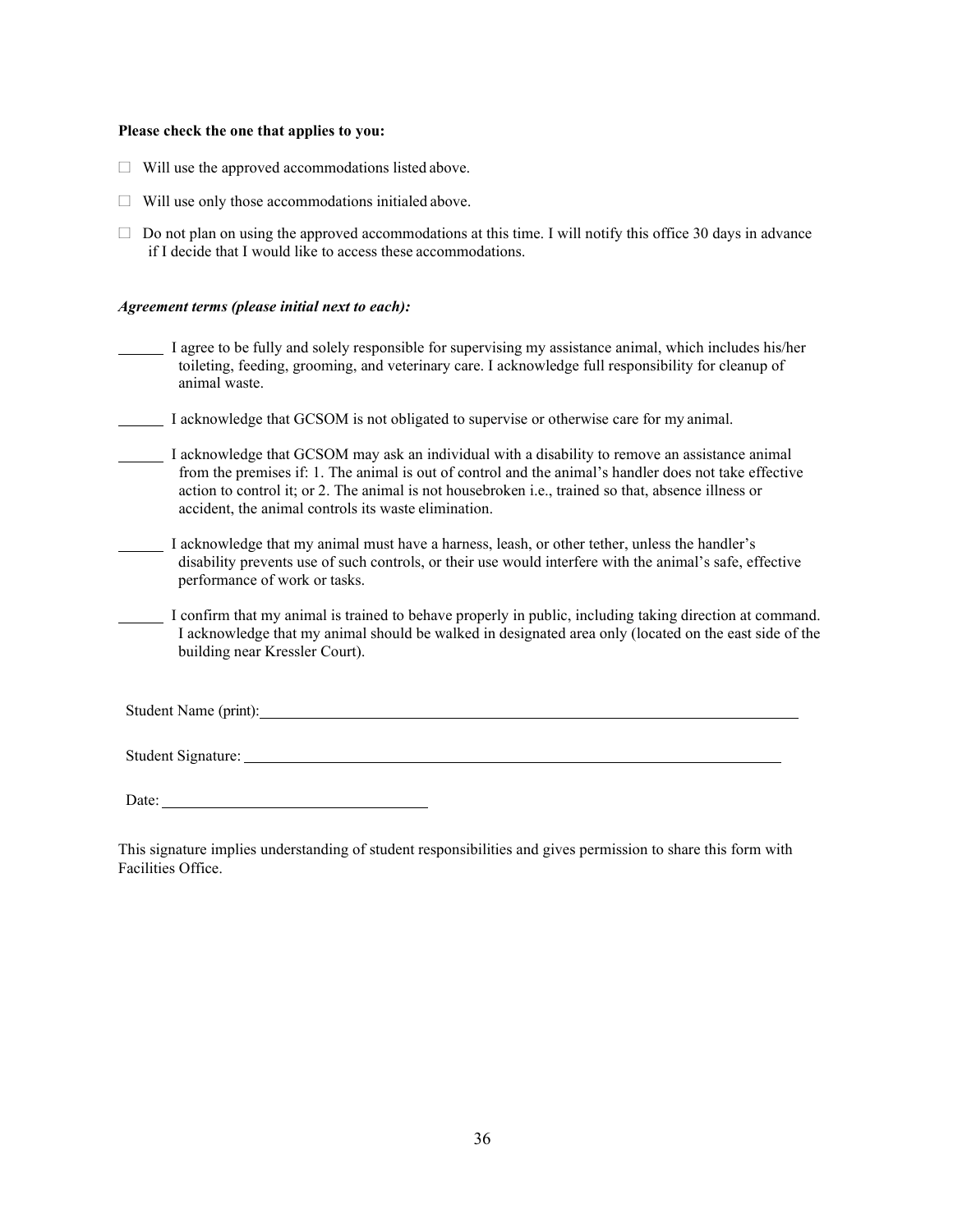**Please check the one that applies to you:**

- ☐ Will use the approved accommodations listed above.
- ☐ Will use only those accommodations initialed above.
- ☐ Do not plan on using the approved accommodations at this time. I will notify this office 30 days in advance if I decide that I would like to access these accommodations.

***Agreement terms (please initial next to each):***

______ I agree to be fully and solely responsible for supervising my assistance animal, which includes his/her toileting, feeding, grooming, and veterinary care. I acknowledge full responsibility for cleanup of animal waste.

______ I acknowledge that GCSOM is not obligated to supervise or otherwise care for my animal.

______ I acknowledge that GCSOM may ask an individual with a disability to remove an assistance animal from the premises if: 1. The animal is out of control and the animal's handler does not take effective action to control it; or 2. The animal is not housebroken i.e., trained so that, absence illness or accident, the animal controls its waste elimination.

______ I acknowledge that my animal must have a harness, leash, or other tether, unless the handler's disability prevents use of such controls, or their use would interfere with the animal's safe, effective performance of work or tasks.

______ I confirm that my animal is trained to behave properly in public, including taking direction at command. I acknowledge that my animal should be walked in designated area only (located on the east side of the building near Kressler Court).

Student Name (print): ____________________________________________

Student Signature: ____________________________________________

Date: ______________________

This signature implies understanding of student responsibilities and gives permission to share this form with Facilities Office.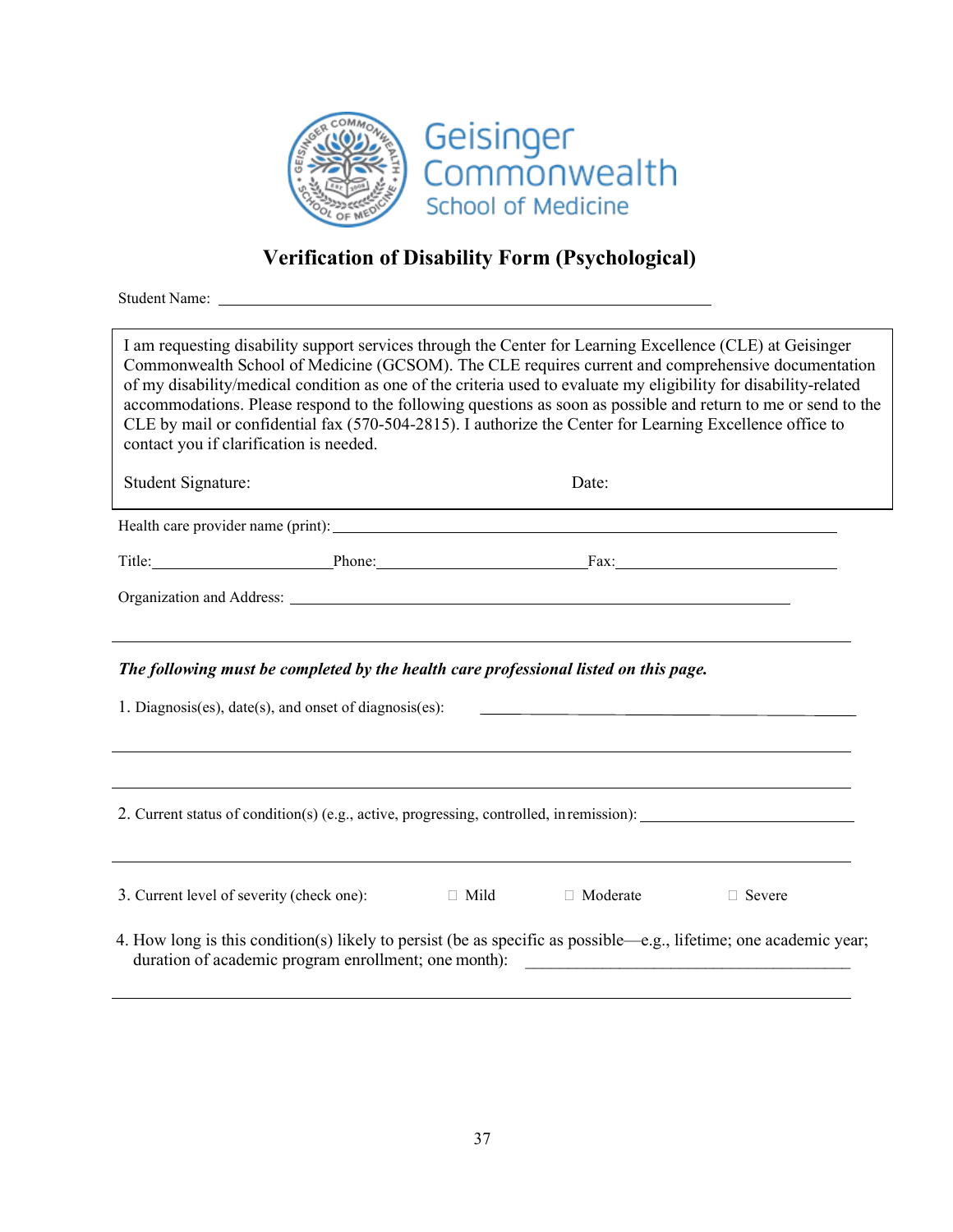Geisinger Commonwealth School of Medicine

# Verification of Disability Form (Psychological)

Student Name: ______________________________________________

I am requesting disability support services through the Center for Learning Excellence (CLE) at Geisinger Commonwealth School of Medicine (GCSOM). The CLE requires current and comprehensive documentation of my disability/medical condition as one of the criteria used to evaluate my eligibility for disability-related accommodations. Please respond to the following questions as soon as possible and return to me or send to the CLE by mail or confidential fax (570-504-2815). I authorize the Center for Learning Excellence office to contact you if clarification is needed.

Student Signature: Date:

Health care provider name (print): ______________________________________________

Title: __________________ Phone: ____________________ Fax: ______________________

Organization and Address: ______________________________________________

______________________________________________

***The following must be completed by the health care professional listed on this page.***

1. Diagnosis(es), date(s), and onset of diagnosis(es): ______________________________

______________________________________________

______________________________________________

2. Current status of condition(s) (e.g., active, progressing, controlled, in remission): ____________________

______________________________________________

3. Current level of severity (check one): ☐ Mild ☐ Moderate ☐ Severe

4. How long is this condition(s) likely to persist (be as specific as possible—e.g., lifetime; one academic year; duration of academic program enrollment; one month): ______________________________

______________________________________________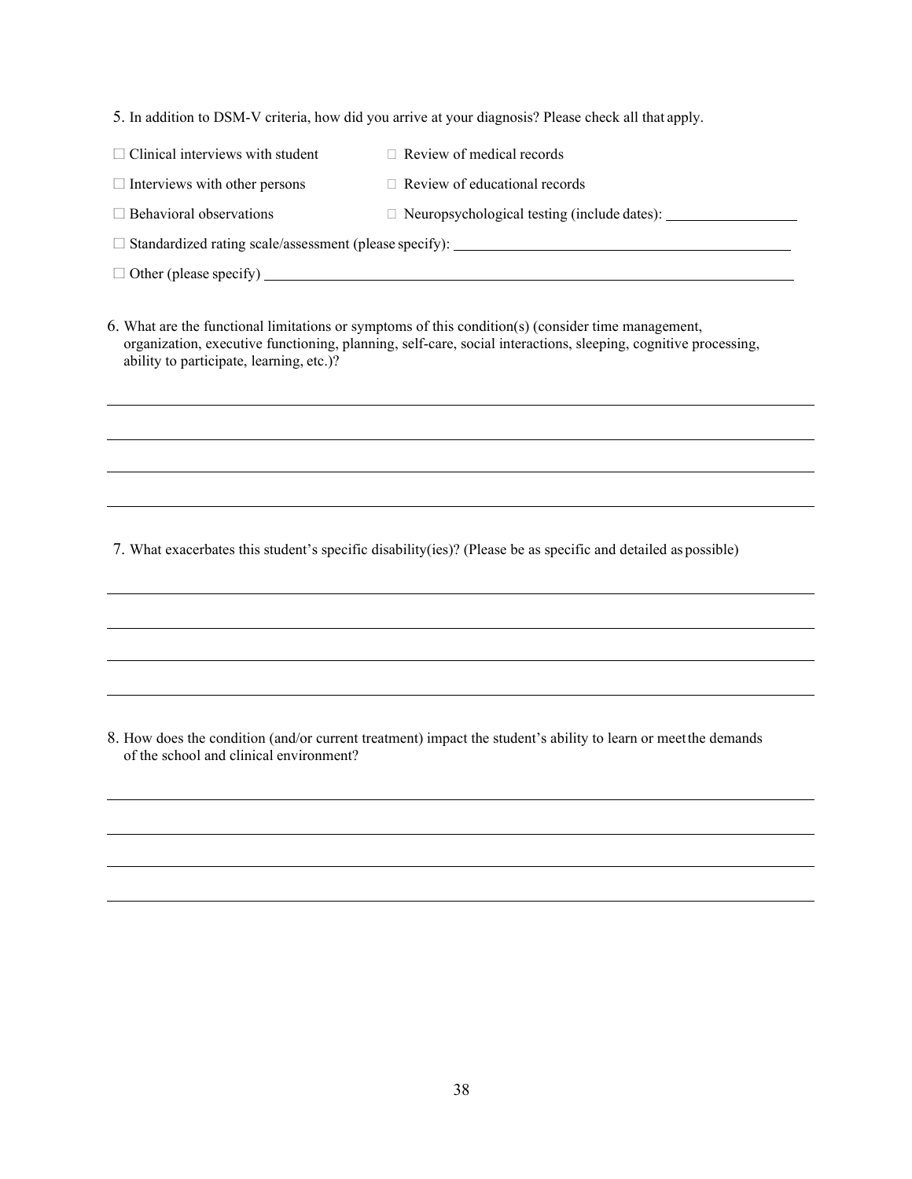5. In addition to DSM-V criteria, how did you arrive at your diagnosis? Please check all that apply.

☐ Clinical interviews with student ☐ Review of medical records

☐ Interviews with other persons ☐ Review of educational records

☐ Behavioral observations ☐ Neuropsychological testing (include dates): ____________________

☐ Standardized rating scale/assessment (please specify): ________________________________________________

☐ Other (please specify) ______________________________________________________________________

6. What are the functional limitations or symptoms of this condition(s) (consider time management, organization, executive functioning, planning, self-care, social interactions, sleeping, cognitive processing, ability to participate, learning, etc.)?

______________________________________________________________________________________

______________________________________________________________________________________

______________________________________________________________________________________

______________________________________________________________________________________

7. What exacerbates this student's specific disability(ies)? (Please be as specific and detailed as possible)

______________________________________________________________________________________

______________________________________________________________________________________

______________________________________________________________________________________

______________________________________________________________________________________

8. How does the condition (and/or current treatment) impact the student's ability to learn or meet the demands of the school and clinical environment?

______________________________________________________________________________________

______________________________________________________________________________________

______________________________________________________________________________________

______________________________________________________________________________________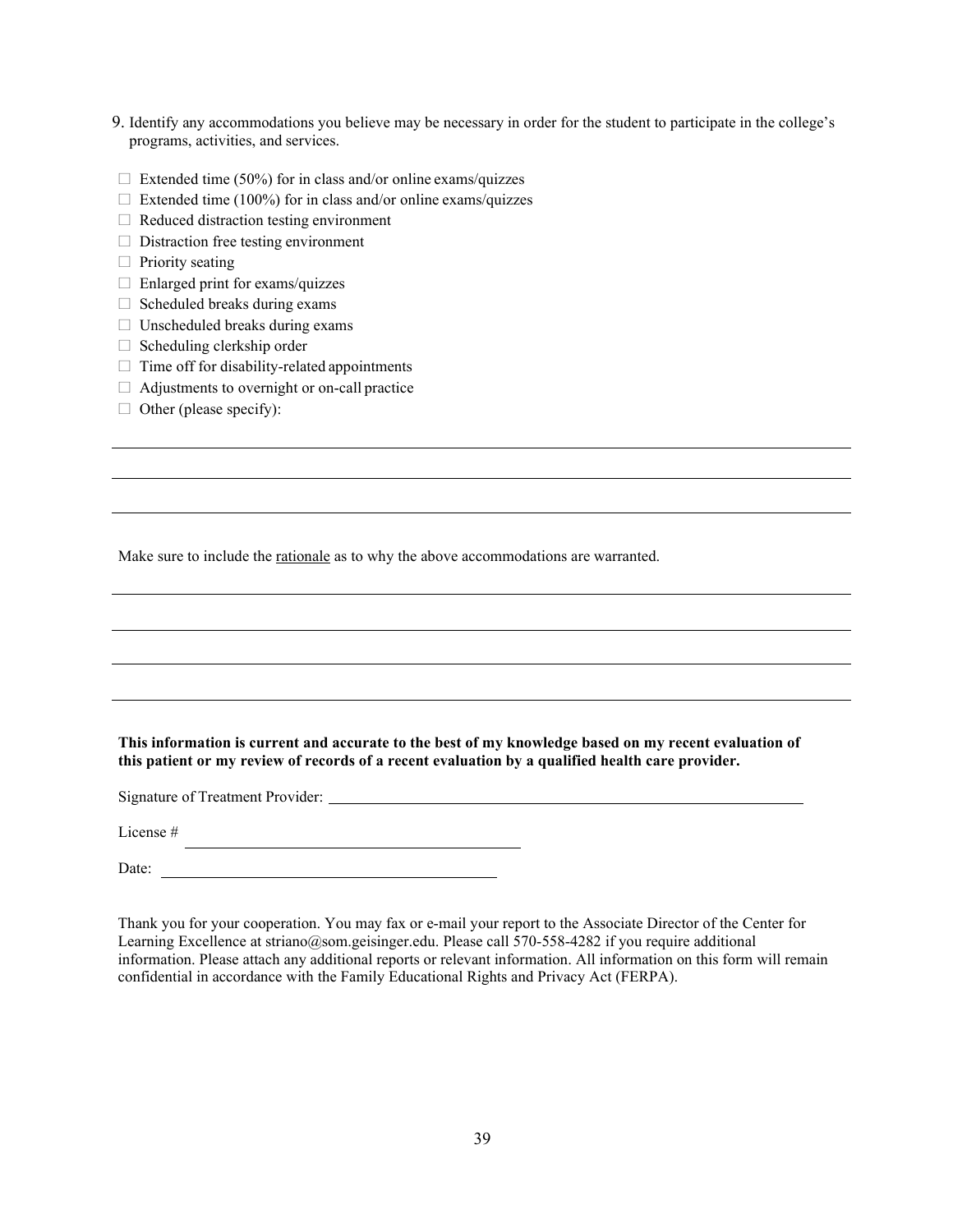9. Identify any accommodations you believe may be necessary in order for the student to participate in the college's programs, activities, and services.

- ☐ Extended time (50%) for in class and/or online exams/quizzes
- ☐ Extended time (100%) for in class and/or online exams/quizzes
- ☐ Reduced distraction testing environment
- ☐ Distraction free testing environment
- ☐ Priority seating
- ☐ Enlarged print for exams/quizzes
- ☐ Scheduled breaks during exams
- ☐ Unscheduled breaks during exams
- ☐ Scheduling clerkship order
- ☐ Time off for disability-related appointments
- ☐ Adjustments to overnight or on-call practice
- ☐ Other (please specify):

______________________________________________________________________________

______________________________________________________________________________

______________________________________________________________________________

Make sure to include the <u>rationale</u> as to why the above accommodations are warranted.

______________________________________________________________________________

______________________________________________________________________________

______________________________________________________________________________

______________________________________________________________________________

**This information is current and accurate to the best of my knowledge based on my recent evaluation of this patient or my review of records of a recent evaluation by a qualified health care provider.**

Signature of Treatment Provider: ____________________________________________

License # ______________________________

Date: ______________________________

Thank you for your cooperation. You may fax or e-mail your report to the Associate Director of the Center for Learning Excellence at striano@som.geisinger.edu. Please call 570-558-4282 if you require additional information. Please attach any additional reports or relevant information. All information on this form will remain confidential in accordance with the Family Educational Rights and Privacy Act (FERPA).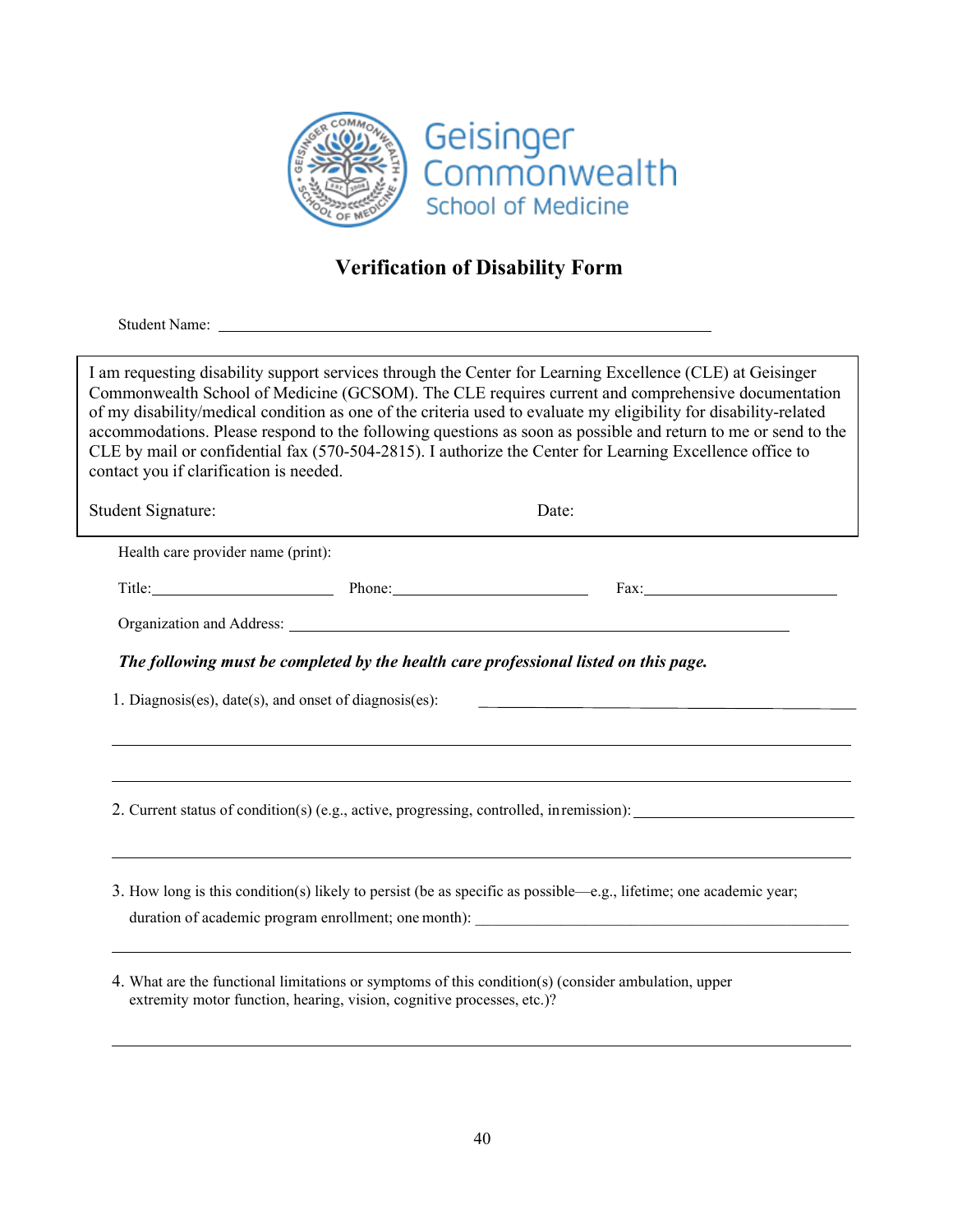Geisinger Commonwealth School of Medicine

# Verification of Disability Form

Student Name: ____________________________________________

I am requesting disability support services through the Center for Learning Excellence (CLE) at Geisinger Commonwealth School of Medicine (GCSOM). The CLE requires current and comprehensive documentation of my disability/medical condition as one of the criteria used to evaluate my eligibility for disability-related accommodations. Please respond to the following questions as soon as possible and return to me or send to the CLE by mail or confidential fax (570-504-2815). I authorize the Center for Learning Excellence office to contact you if clarification is needed.

Student Signature: Date:

Health care provider name (print):

Title:____________________ Phone:____________________ Fax:____________________

Organization and Address: ____________________________________________

***The following must be completed by the health care professional listed on this page.***

1. Diagnosis(es), date(s), and onset of diagnosis(es): ____________________________________________

____________________________________________

____________________________________________

2. Current status of condition(s) (e.g., active, progressing, controlled, in remission): ____________________

____________________________________________

3. How long is this condition(s) likely to persist (be as specific as possible—e.g., lifetime; one academic year; duration of academic program enrollment; one month): ____________________________________________

____________________________________________

4. What are the functional limitations or symptoms of this condition(s) (consider ambulation, upper extremity motor function, hearing, vision, cognitive processes, etc.)?

____________________________________________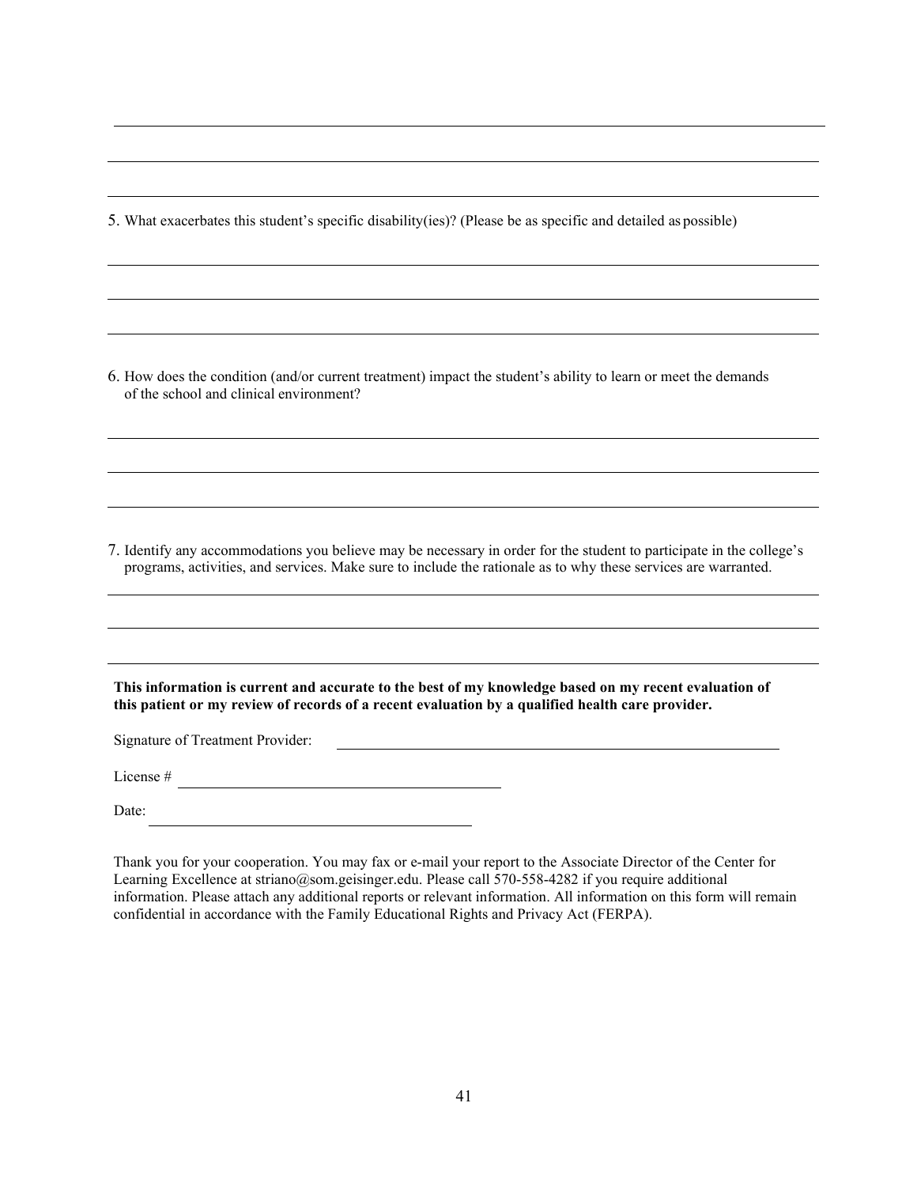5. What exacerbates this student's specific disability(ies)? (Please be as specific and detailed as possible)

6. How does the condition (and/or current treatment) impact the student's ability to learn or meet the demands of the school and clinical environment?

7. Identify any accommodations you believe may be necessary in order for the student to participate in the college's programs, activities, and services. Make sure to include the rationale as to why these services are warranted.

**This information is current and accurate to the best of my knowledge based on my recent evaluation of this patient or my review of records of a recent evaluation by a qualified health care provider.**

Signature of Treatment Provider: ______________________________

License # ______________________________

Date: ______________________________

Thank you for your cooperation. You may fax or e-mail your report to the Associate Director of the Center for Learning Excellence at striano@som.geisinger.edu. Please call 570-558-4282 if you require additional information. Please attach any additional reports or relevant information. All information on this form will remain confidential in accordance with the Family Educational Rights and Privacy Act (FERPA).